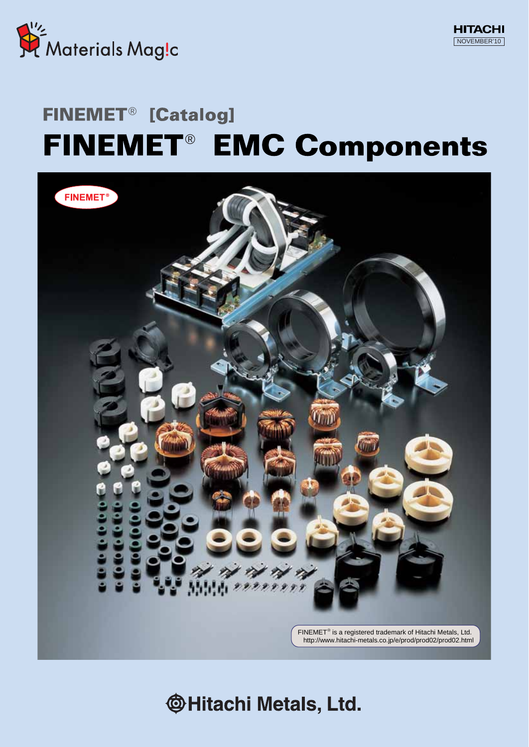Materials Mag!c

HITACHI
NOVEMBER'10

# FINEMET® [Catalog]

# FINEMET® EMC Components

FINEMET® is a registered trademark of Hitachi Metals, Ltd.
http://www.hitachi-metals.co.jp/e/prod/prod02/prod02.html

**Hitachi Metals, Ltd.**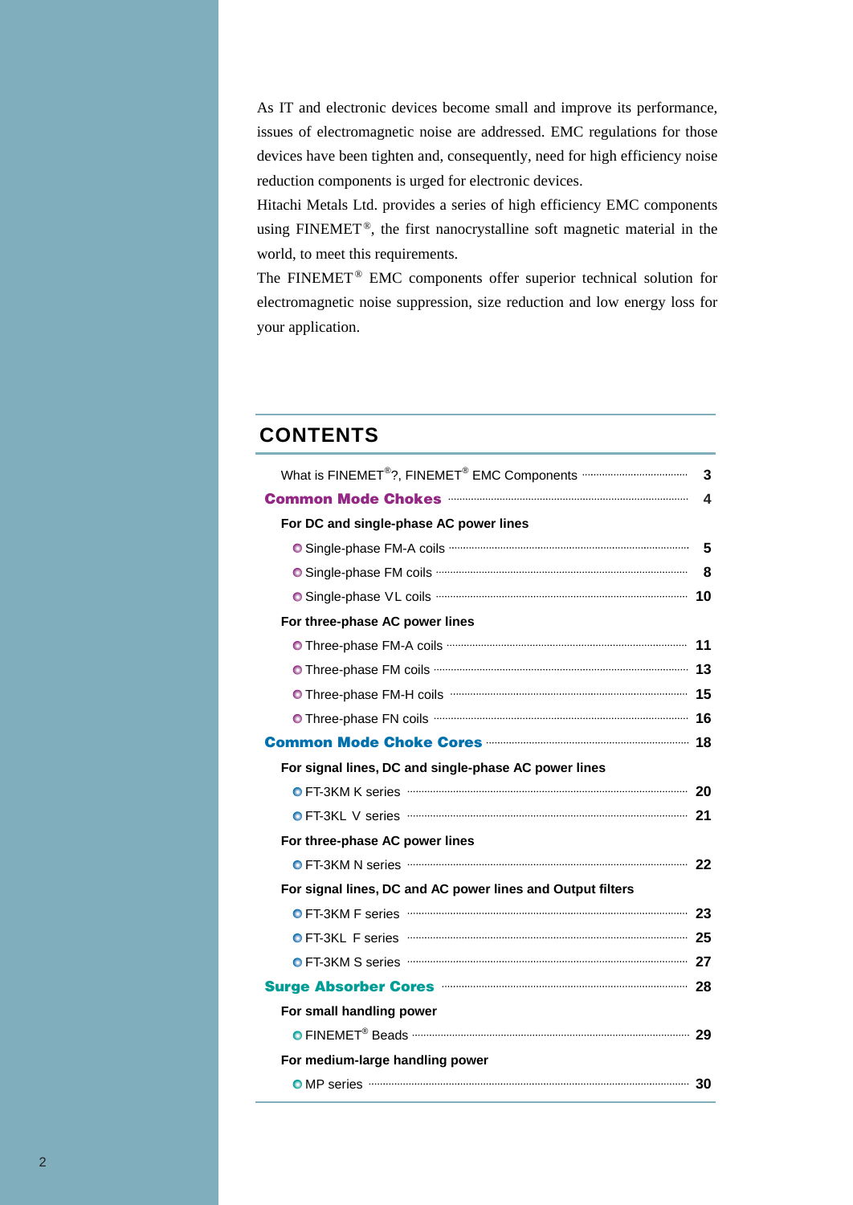As IT and electronic devices become small and improve its performance, issues of electromagnetic noise are addressed. EMC regulations for those devices have been tighten and, consequently, need for high efficiency noise reduction components is urged for electronic devices.

Hitachi Metals Ltd. provides a series of high efficiency EMC components using FINEMET®, the first nanocrystalline soft magnetic material in the world, to meet this requirements.

The FINEMET® EMC components offer superior technical solution for electromagnetic noise suppression, size reduction and low energy loss for your application.

## CONTENTS

What is FINEMET®?, FINEMET® EMC Components ........ 3

**Common Mode Chokes** ........ 4

**For DC and single-phase AC power lines**

- Single-phase FM-A coils ........ 5
- Single-phase FM coils ........ 8
- Single-phase VL coils ........ 10

**For three-phase AC power lines**

- Three-phase FM-A coils ........ 11
- Three-phase FM coils ........ 13
- Three-phase FM-H coils ........ 15
- Three-phase FN coils ........ 16

**Common Mode Choke Cores** ........ 18

**For signal lines, DC and single-phase AC power lines**

- FT-3KM K series ........ 20
- FT-3KL V series ........ 21

**For three-phase AC power lines**

- FT-3KM N series ........ 22

**For signal lines, DC and AC power lines and Output filters**

- FT-3KM F series ........ 23
- FT-3KL F series ........ 25
- FT-3KM S series ........ 27

**Surge Absorber Cores** ........ 28

**For small handling power**

- FINEMET® Beads ........ 29

**For medium-large handling power**

- MP series ........ 30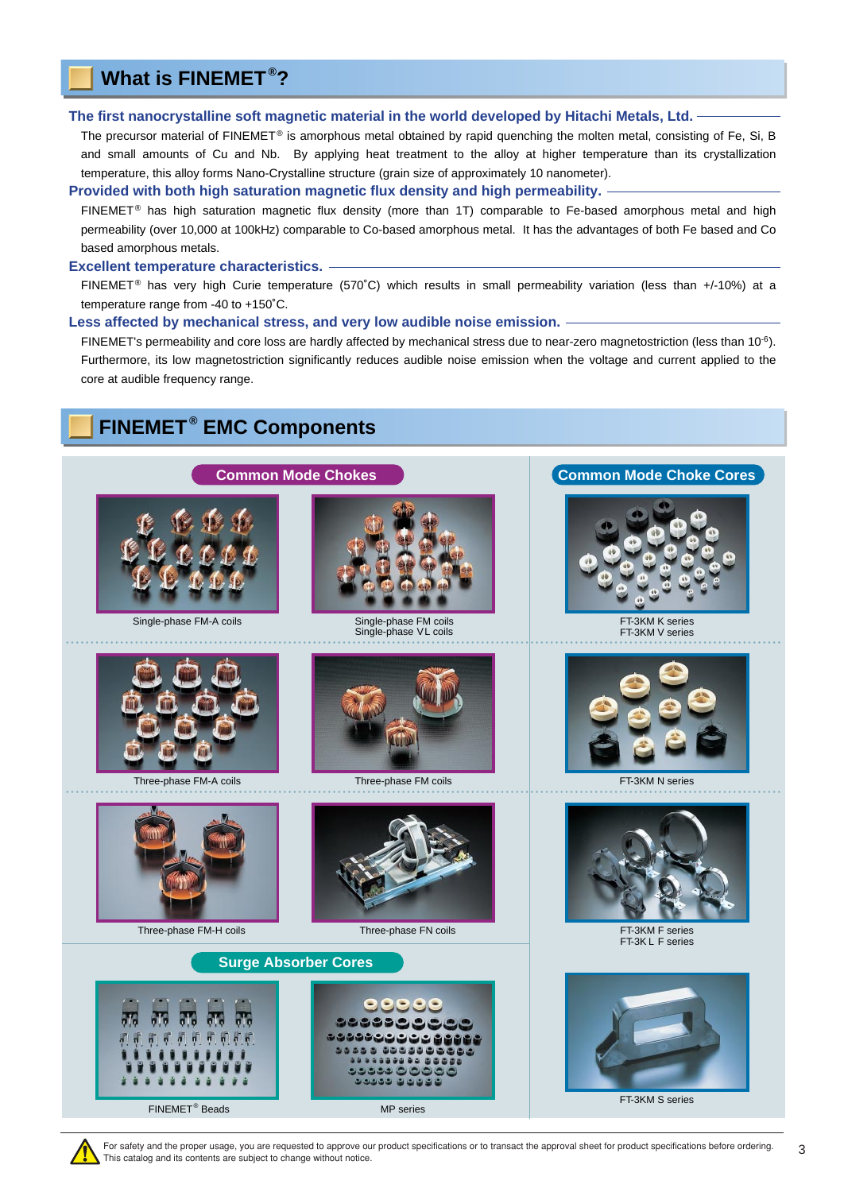# What is FINEMET®?

### The first nanocrystalline soft magnetic material in the world developed by Hitachi Metals, Ltd.

The precursor material of FINEMET® is amorphous metal obtained by rapid quenching the molten metal, consisting of Fe, Si, B and small amounts of Cu and Nb. By applying heat treatment to the alloy at higher temperature than its crystallization temperature, this alloy forms Nano-Crystalline structure (grain size of approximately 10 nanometer).

### Provided with both high saturation magnetic flux density and high permeability.

FINEMET® has high saturation magnetic flux density (more than 1T) comparable to Fe-based amorphous metal and high permeability (over 10,000 at 100kHz) comparable to Co-based amorphous metal. It has the advantages of both Fe based and Co based amorphous metals.

### Excellent temperature characteristics.

FINEMET® has very high Curie temperature (570˚C) which results in small permeability variation (less than +/-10%) at a temperature range from -40 to +150˚C.

### Less affected by mechanical stress, and very low audible noise emission.

FINEMET's permeability and core loss are hardly affected by mechanical stress due to near-zero magnetostriction (less than $10^{-6}$). Furthermore, its low magnetostriction significantly reduces audible noise emission when the voltage and current applied to the core at audible frequency range.

# FINEMET® EMC Components

## Common Mode Chokes

Single-phase FM-A coils

Single-phase FM coils
Single-phase VL coils

Three-phase FM-A coils

Three-phase FM coils

Three-phase FM-H coils

Three-phase FN coils

## Common Mode Choke Cores

FT-3KM K series
FT-3KM V series

FT-3KM N series

FT-3KM F series
FT-3K L F series

FT-3KM S series

## Surge Absorber Cores

FINEMET® Beads

MP series

For safety and the proper usage, you are requested to approve our product specifications or to transact the approval sheet for product specifications before ordering.
This catalog and its contents are subject to change without notice.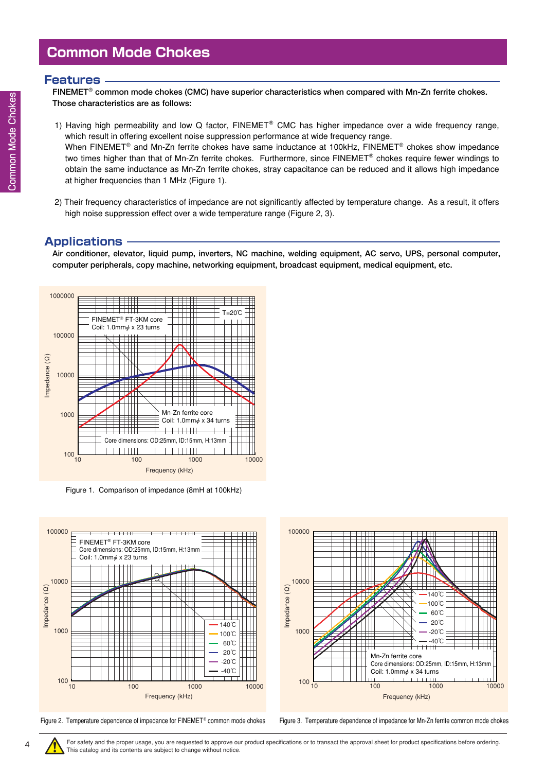# Common Mode Chokes

## Features

**FINEMET® common mode chokes (CMC) have superior characteristics when compared with Mn-Zn ferrite chokes. Those characteristics are as follows:**

1) Having high permeability and low Q factor, FINEMET® CMC has higher impedance over a wide frequency range, which result in offering excellent noise suppression performance at wide frequency range.
   When FINEMET® and Mn-Zn ferrite chokes have same inductance at 100kHz, FINEMET® chokes show impedance two times higher than that of Mn-Zn ferrite chokes. Furthermore, since FINEMET® chokes require fewer windings to obtain the same inductance as Mn-Zn ferrite chokes, stray capacitance can be reduced and it allows high impedance at higher frequencies than 1 MHz (Figure 1).

2) Their frequency characteristics of impedance are not significantly affected by temperature change. As a result, it offers high noise suppression effect over a wide temperature range (Figure 2, 3).

## Applications

**Air conditioner, elevator, liquid pump, inverters, NC machine, welding equipment, AC servo, UPS, personal computer, computer peripherals, copy machine, networking equipment, broadcast equipment, medical equipment, etc.**

Figure 1. Comparison of impedance (8mH at 100kHz)

Figure 2. Temperature dependence of impedance for FINEMET® common mode chokes

Figure 3. Temperature dependence of impedance for Mn-Zn ferrite common mode chokes

For safety and the proper usage, you are requested to approve our product specifications or to transact the approval sheet for product specifications before ordering. This catalog and its contents are subject to change without notice.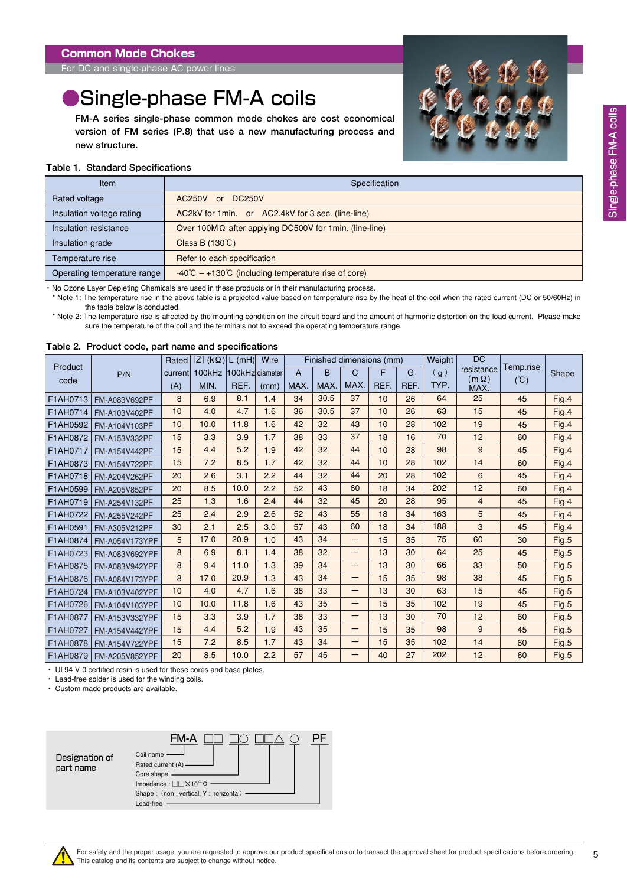## Common Mode Chokes

For DC and single-phase AC power lines

# ●Single-phase FM-A coils

FM-A series single-phase common mode chokes are cost economical version of FM series (P.8) that use a new manufacturing process and new structure.

Table 1. Standard Specifications

| Item | Specification |
|---|---|
| Rated voltage | AC250V or DC250V |
| Insulation voltage rating | AC2kV for 1min. or AC2.4kV for 3 sec. (line-line) |
| Insulation resistance | Over 100MΩ after applying DC500V for 1min. (line-line) |
| Insulation grade | Class B (130℃) |
| Temperature rise | Refer to each specification |
| Operating temperature range | -40℃ – +130℃ (including temperature rise of core) |

・No Ozone Layer Depleting Chemicals are used in these products or in their manufacturing process.

＊Note 1: The temperature rise in the above table is a projected value based on temperature rise by the heat of the coil when the rated current (DC or 50/60Hz) in the table below is conducted.

＊Note 2: The temperature rise is affected by the mounting condition on the circuit board and the amount of harmonic distortion on the load current. Please make sure the temperature of the coil and the terminals not to exceed the operating temperature range.

Table 2. Product code, part name and specifications

| Product code | P/N | Rated current (A) | \|Z\| (kΩ) 100kHz MIN. | L (mH) 100kHz REF. | Wire diameter (mm) | Finished dimensions (mm) A MAX. | B MAX. | C MAX. | F REF. | G REF. | Weight (g) TYP. | DC resistance (mΩ) MAX. | Temp.rise (℃) | Shape |
|---|---|---|---|---|---|---|---|---|---|---|---|---|---|---|
| F1AH0713 | FM-A083V692PF | 8 | 6.9 | 8.1 | 1.4 | 34 | 30.5 | 37 | 10 | 26 | 64 | 25 | 45 | Fig.4 |
| F1AH0714 | FM-A103V402PF | 10 | 4.0 | 4.7 | 1.6 | 36 | 30.5 | 37 | 10 | 26 | 63 | 15 | 45 | Fig.4 |
| F1AH0592 | FM-A104V103PF | 10 | 10.0 | 11.8 | 1.6 | 42 | 32 | 43 | 10 | 28 | 102 | 19 | 45 | Fig.4 |
| F1AH0872 | FM-A153V332PF | 15 | 3.3 | 3.9 | 1.7 | 38 | 33 | 37 | 18 | 16 | 70 | 12 | 60 | Fig.4 |
| F1AH0717 | FM-A154V442PF | 15 | 4.4 | 5.2 | 1.9 | 42 | 32 | 44 | 10 | 28 | 98 | 9 | 45 | Fig.4 |
| F1AH0873 | FM-A154V722PF | 15 | 7.2 | 8.5 | 1.7 | 42 | 32 | 44 | 10 | 28 | 102 | 14 | 60 | Fig.4 |
| F1AH0718 | FM-A204V262PF | 20 | 2.6 | 3.1 | 2.2 | 44 | 32 | 44 | 20 | 28 | 102 | 6 | 45 | Fig.4 |
| F1AH0599 | FM-A205V852PF | 20 | 8.5 | 10.0 | 2.2 | 52 | 43 | 60 | 18 | 34 | 202 | 12 | 60 | Fig.4 |
| F1AH0719 | FM-A254V132PF | 25 | 1.3 | 1.6 | 2.4 | 44 | 32 | 45 | 20 | 28 | 95 | 4 | 45 | Fig.4 |
| F1AH0722 | FM-A255V242PF | 25 | 2.4 | 2.9 | 2.6 | 52 | 43 | 55 | 18 | 34 | 163 | 5 | 45 | Fig.4 |
| F1AH0591 | FM-A305V212PF | 30 | 2.1 | 2.5 | 3.0 | 57 | 43 | 60 | 18 | 34 | 188 | 3 | 45 | Fig.4 |
| F1AH0874 | FM-A054V173YPF | 5 | 17.0 | 20.9 | 1.0 | 43 | 34 | — | 15 | 35 | 75 | 60 | 30 | Fig.5 |
| F1AH0723 | FM-A083V692YPF | 8 | 6.9 | 8.1 | 1.4 | 38 | 32 | — | 13 | 30 | 64 | 25 | 45 | Fig.5 |
| F1AH0875 | FM-A083V942YPF | 8 | 9.4 | 11.0 | 1.3 | 39 | 34 | — | 13 | 30 | 66 | 33 | 50 | Fig.5 |
| F1AH0876 | FM-A084V173YPF | 8 | 17.0 | 20.9 | 1.3 | 43 | 34 | — | 15 | 35 | 98 | 38 | 45 | Fig.5 |
| F1AH0724 | FM-A103V402YPF | 10 | 4.0 | 4.7 | 1.6 | 38 | 33 | — | 13 | 30 | 63 | 15 | 45 | Fig.5 |
| F1AH0726 | FM-A104V103YPF | 10 | 10.0 | 11.8 | 1.6 | 43 | 35 | — | 15 | 35 | 102 | 19 | 45 | Fig.5 |
| F1AH0877 | FM-A153V332YPF | 15 | 3.3 | 3.9 | 1.7 | 38 | 33 | — | 13 | 30 | 70 | 12 | 60 | Fig.5 |
| F1AH0727 | FM-A154V442YPF | 15 | 4.4 | 5.2 | 1.9 | 43 | 35 | — | 15 | 35 | 98 | 9 | 45 | Fig.5 |
| F1AH0878 | FM-A154V722YPF | 15 | 7.2 | 8.5 | 1.7 | 43 | 34 | — | 15 | 35 | 102 | 14 | 60 | Fig.5 |
| F1AH0879 | FM-A205V852YPF | 20 | 8.5 | 10.0 | 2.2 | 57 | 45 | — | 40 | 27 | 202 | 12 | 60 | Fig.5 |

・UL94 V-0 certified resin is used for these cores and base plates.
・Lead-free solder is used for the winding coils.
・Custom made products are available.

**Designation of part name**

FM-A □□ □○ □□△ ○ PF

- Coil name
- Rated current (A)
- Core shape
- Impedance : □□×10^△ Ω
- Shape : (non : vertical, Y : horizontal)
- Lead-free

For safety and the proper usage, you are requested to approve our product specifications or to transact the approval sheet for product specifications before ordering. This catalog and its contents are subject to change without notice.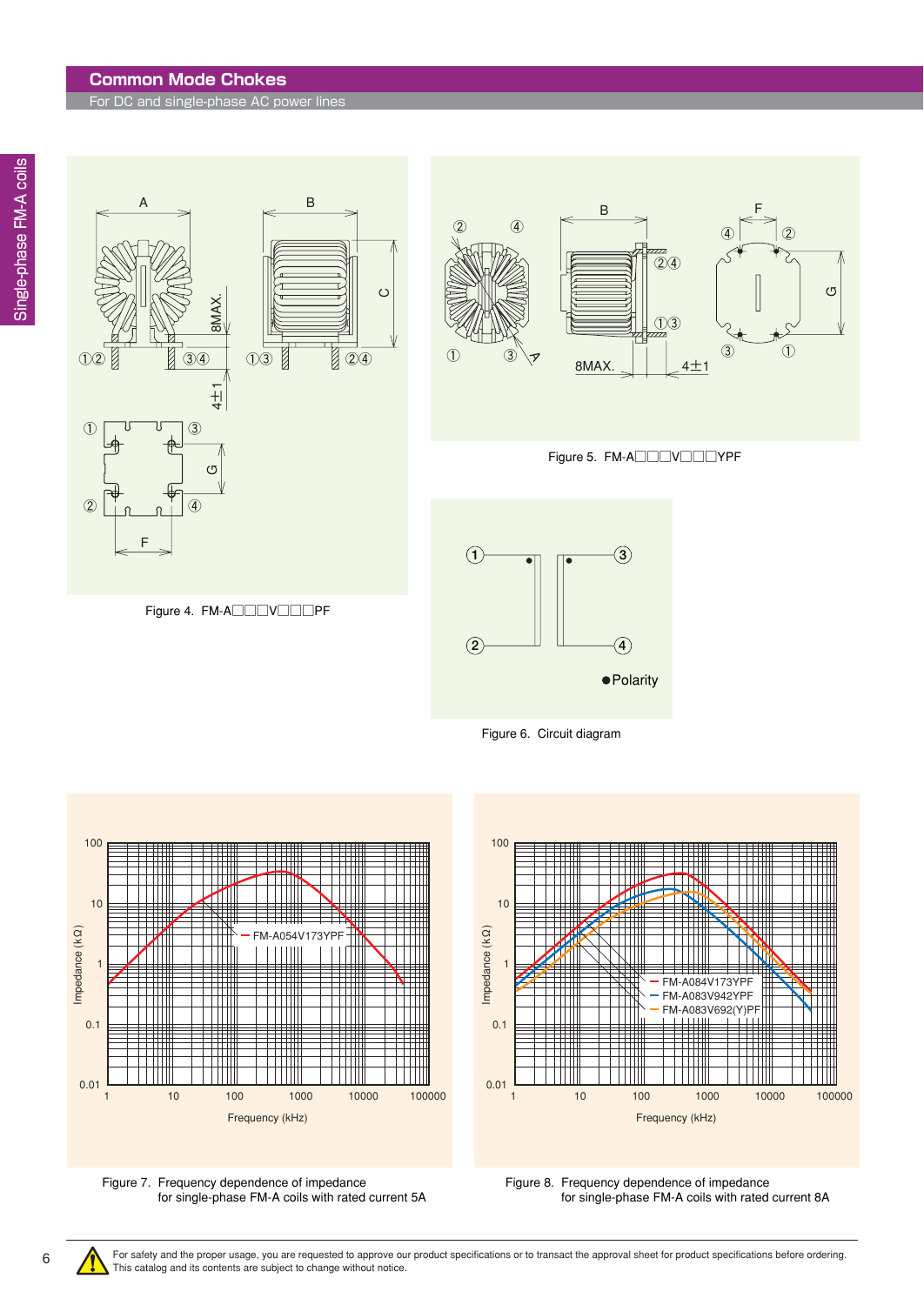## Common Mode Chokes

For DC and single-phase AC power lines

Figure 4. FM-A□□□V□□□PF

Figure 5. FM-A□□□V□□□YPF

Figure 6. Circuit diagram

Figure 7. Frequency dependence of impedance for single-phase FM-A coils with rated current 5A

Figure 8. Frequency dependence of impedance for single-phase FM-A coils with rated current 8A

For safety and the proper usage, you are requested to approve our product specifications or to transact the approval sheet for product specifications before ordering. This catalog and its contents are subject to change without notice.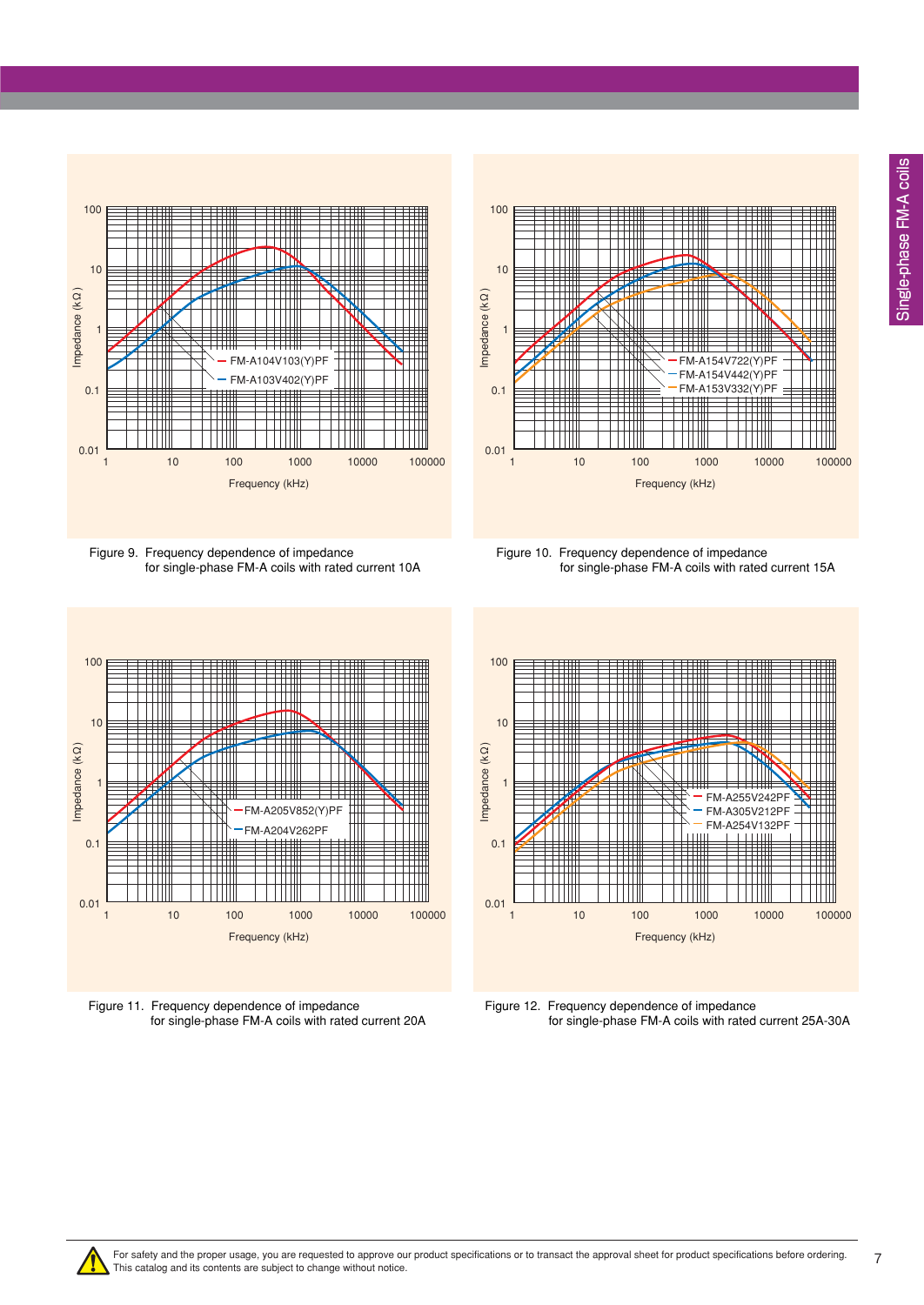Figure 9. Frequency dependence of impedance for single-phase FM-A coils with rated current 10A

Figure 10. Frequency dependence of impedance for single-phase FM-A coils with rated current 15A

Figure 11. Frequency dependence of impedance for single-phase FM-A coils with rated current 20A

Figure 12. Frequency dependence of impedance for single-phase FM-A coils with rated current 25A-30A

For safety and the proper usage, you are requested to approve our product specifications or to transact the approval sheet for product specifications before ordering.
This catalog and its contents are subject to change without notice.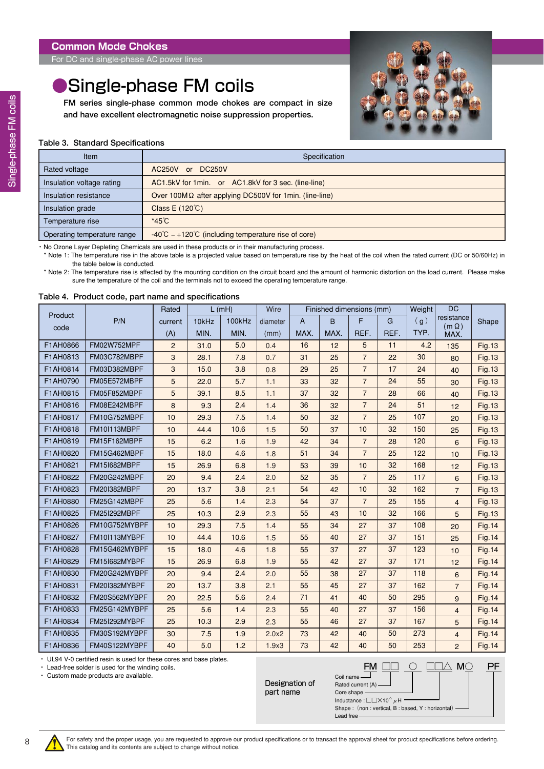## Common Mode Chokes

For DC and single-phase AC power lines

# ●Single-phase FM coils

**FM series single-phase common mode chokes are compact in size and have excellent electromagnetic noise suppression properties.**

Table 3. Standard Specifications

| Item | Specification |
|---|---|
| Rated voltage | AC250V or DC250V |
| Insulation voltage rating | AC1.5kV for 1min. or AC1.8kV for 3 sec. (line-line) |
| Insulation resistance | Over 100MΩ after applying DC500V for 1min. (line-line) |
| Insulation grade | Class E (120℃) |
| Temperature rise | *45℃ |
| Operating temperature range | -40℃ – +120℃ (including temperature rise of core) |

・No Ozone Layer Depleting Chemicals are used in these products or in their manufacturing process.

* Note 1: The temperature rise in the above table is a projected value based on temperature rise by the heat of the coil when the rated current (DC or 50/60Hz) in the table below is conducted.

* Note 2: The temperature rise is affected by the mounting condition on the circuit board and the amount of harmonic distortion on the load current. Please make sure the temperature of the coil and the terminals not to exceed the operating temperature range.

Table 4. Product code, part name and specifications

| Product code | P/N | Rated current (A) | L (mH) 10kHz MIN. | L (mH) 100kHz MIN. | Wire diameter (mm) | A MAX. | B MAX. | F REF. | G REF. | Weight (g) TYP. | DC resistance (mΩ) MAX. | Shape |
|---|---|---|---|---|---|---|---|---|---|---|---|---|
| F1AH0866 | FM02W752MPF | 2 | 31.0 | 5.0 | 0.4 | 16 | 12 | 5 | 11 | 4.2 | 135 | Fig.13 |
| F1AH0813 | FM03C782MBPF | 3 | 28.1 | 7.8 | 0.7 | 31 | 25 | 7 | 22 | 30 | 80 | Fig.13 |
| F1AH0814 | FM03D382MBPF | 3 | 15.0 | 3.8 | 0.8 | 29 | 25 | 7 | 17 | 24 | 40 | Fig.13 |
| F1AH0790 | FM05E572MBPF | 5 | 22.0 | 5.7 | 1.1 | 33 | 32 | 7 | 24 | 55 | 30 | Fig.13 |
| F1AH0815 | FM05F852MBPF | 5 | 39.1 | 8.5 | 1.1 | 37 | 32 | 7 | 28 | 66 | 40 | Fig.13 |
| F1AH0816 | FM08E242MBPF | 8 | 9.3 | 2.4 | 1.4 | 36 | 32 | 7 | 24 | 51 | 12 | Fig.13 |
| F1AH0817 | FM10G752MBPF | 10 | 29.3 | 7.5 | 1.4 | 50 | 32 | 7 | 25 | 107 | 20 | Fig.13 |
| F1AH0818 | FM10I113MBPF | 10 | 44.4 | 10.6 | 1.5 | 50 | 37 | 10 | 32 | 150 | 25 | Fig.13 |
| F1AH0819 | FM15F162MBPF | 15 | 6.2 | 1.6 | 1.9 | 42 | 34 | 7 | 28 | 120 | 6 | Fig.13 |
| F1AH0820 | FM15G462MBPF | 15 | 18.0 | 4.6 | 1.8 | 51 | 34 | 7 | 25 | 122 | 10 | Fig.13 |
| F1AH0821 | FM15I682MBPF | 15 | 26.9 | 6.8 | 1.9 | 53 | 39 | 10 | 32 | 168 | 12 | Fig.13 |
| F1AH0822 | FM20G242MBPF | 20 | 9.4 | 2.4 | 2.0 | 52 | 35 | 7 | 25 | 117 | 6 | Fig.13 |
| F1AH0823 | FM20I382MBPF | 20 | 13.7 | 3.8 | 2.1 | 54 | 42 | 10 | 32 | 162 | 7 | Fig.13 |
| F1AH0880 | FM25G142MBPF | 25 | 5.6 | 1.4 | 2.3 | 54 | 37 | 7 | 25 | 155 | 4 | Fig.13 |
| F1AH0825 | FM25I292MBPF | 25 | 10.3 | 2.9 | 2.3 | 55 | 43 | 10 | 32 | 166 | 5 | Fig.13 |
| F1AH0826 | FM10G752MYBPF | 10 | 29.3 | 7.5 | 1.4 | 55 | 34 | 27 | 37 | 108 | 20 | Fig.14 |
| F1AH0827 | FM10I113MYBPF | 10 | 44.4 | 10.6 | 1.5 | 55 | 40 | 27 | 37 | 151 | 25 | Fig.14 |
| F1AH0828 | FM15G462MYBPF | 15 | 18.0 | 4.6 | 1.8 | 55 | 37 | 27 | 37 | 123 | 10 | Fig.14 |
| F1AH0829 | FM15I682MYBPF | 15 | 26.9 | 6.8 | 1.9 | 55 | 42 | 27 | 37 | 171 | 12 | Fig.14 |
| F1AH0830 | FM20G242MYBPF | 20 | 9.4 | 2.4 | 2.0 | 55 | 38 | 27 | 37 | 118 | 6 | Fig.14 |
| F1AH0831 | FM20I382MYBPF | 20 | 13.7 | 3.8 | 2.1 | 55 | 45 | 27 | 37 | 162 | 7 | Fig.14 |
| F1AH0832 | FM20S562MYBPF | 20 | 22.5 | 5.6 | 2.4 | 71 | 41 | 40 | 50 | 295 | 9 | Fig.14 |
| F1AH0833 | FM25G142MYBPF | 25 | 5.6 | 1.4 | 2.3 | 55 | 40 | 27 | 37 | 156 | 4 | Fig.14 |
| F1AH0834 | FM25I292MYBPF | 25 | 10.3 | 2.9 | 2.3 | 55 | 46 | 27 | 37 | 167 | 5 | Fig.14 |
| F1AH0835 | FM30S192MYBPF | 30 | 7.5 | 1.9 | 2.0x2 | 73 | 42 | 40 | 50 | 273 | 4 | Fig.14 |
| F1AH0836 | FM40S122MYBPF | 40 | 5.0 | 1.2 | 1.9x3 | 73 | 42 | 40 | 50 | 253 | 2 | Fig.14 |

・UL94 V-0 certified resin is used for these cores and base plates.
・Lead-free solder is used for the winding coils.
・Custom made products are available.

**Designation of part name**

FM □□ ○ □□△ M○ PF

- Coil name
- Rated current (A)
- Core shape
- Inductance : □□×10^△ μH
- Shape : (non : vertical, B : based, Y : horizontal)
- Lead free

For safety and the proper usage, you are requested to approve our product specifications or to transact the approval sheet for product specifications before ordering. This catalog and its contents are subject to change without notice.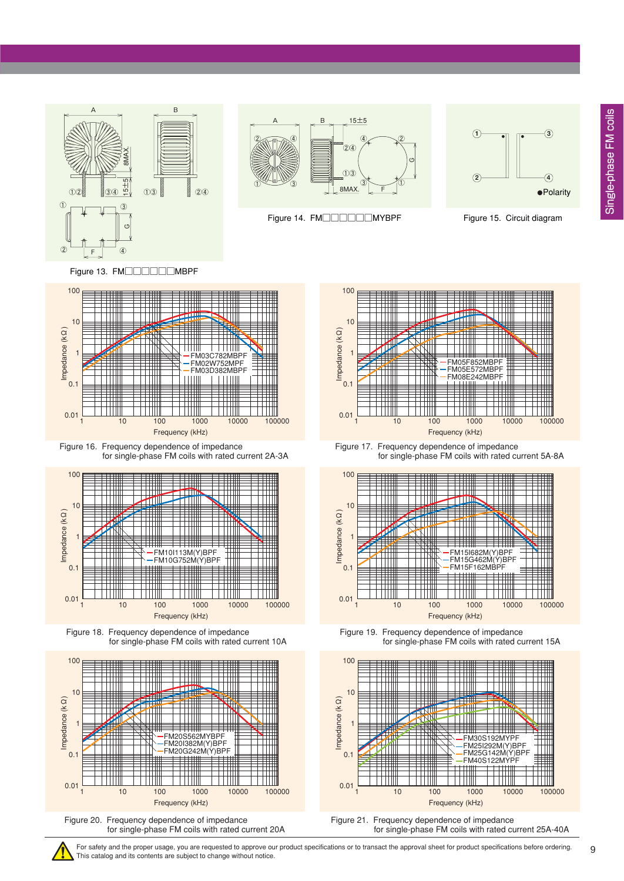Figure 13. FM□□□□□□MBPF

Figure 14. FM□□□□□□MYBPF

Figure 15. Circuit diagram

●Polarity

Figure 16. Frequency dependence of impedance for single-phase FM coils with rated current 2A-3A

FM03C782MBPF
FM02W752MPF
FM03D382MBPF

Figure 17. Frequency dependence of impedance for single-phase FM coils with rated current 5A-8A

FM05F852MBPF
FM05E572MBPF
FM08E242MBPF

Figure 18. Frequency dependence of impedance for single-phase FM coils with rated current 10A

FM10I113M(Y)BPF
FM10G752M(Y)BPF

Figure 19. Frequency dependence of impedance for single-phase FM coils with rated current 15A

FM15I682M(Y)BPF
FM15G462M(Y)BPF
FM15F162MBPF

Figure 20. Frequency dependence of impedance for single-phase FM coils with rated current 20A

FM20S562MYBPF
FM20I382M(Y)BPF
FM20G242M(Y)BPF

Figure 21. Frequency dependence of impedance for single-phase FM coils with rated current 25A-40A

FM30S192MYPF
FM25I292M(Y)BPF
FM25G142M(Y)BPF
FM40S122MYPF

For safety and the proper usage, you are requested to approve our product specifications or to transact the approval sheet for product specifications before ordering.
This catalog and its contents are subject to change without notice.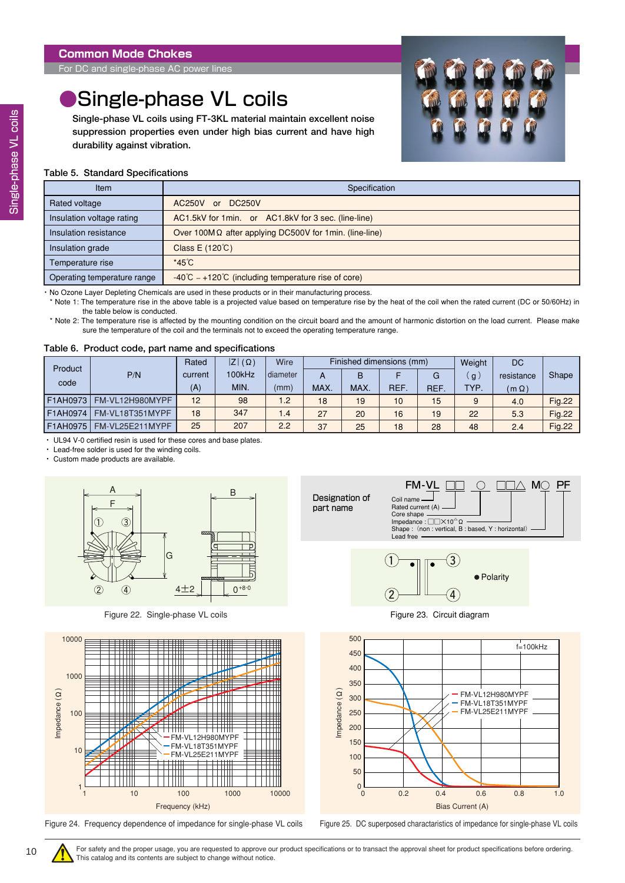**Common Mode Chokes**

For DC and single-phase AC power lines

# ●Single-phase VL coils

**Single-phase VL coils using FT-3KL material maintain excellent noise suppression properties even under high bias current and have high durability against vibration.**

### Table 5. Standard Specifications

| Item | Specification |
|---|---|
| Rated voltage | AC250V or DC250V |
| Insulation voltage rating | AC1.5kV for 1min. or AC1.8kV for 3 sec. (line-line) |
| Insulation resistance | Over 100MΩ after applying DC500V for 1min. (line-line) |
| Insulation grade | Class E (120℃) |
| Temperature rise | *45℃ |
| Operating temperature range | -40℃ – +120℃ (including temperature rise of core) |

・No Ozone Layer Depleting Chemicals are used in these products or in their manufacturing process.

* Note 1: The temperature rise in the above table is a projected value based on temperature rise by the heat of the coil when the rated current (DC or 50/60Hz) in the table below is conducted.
* Note 2: The temperature rise is affected by the mounting condition on the circuit board and the amount of harmonic distortion on the load current. Please make sure the temperature of the coil and the terminals not to exceed the operating temperature range.

### Table 6. Product code, part name and specifications

| Product code | P/N | Rated current (A) | \|Z\| (Ω) 100kHz MIN. | Wire diameter (mm) | Finished dimensions (mm) A MAX. | B MAX. | F REF. | G REF. | Weight (g) TYP. | DC resistance (mΩ) | Shape |
|---|---|---|---|---|---|---|---|---|---|---|---|
| F1AH0973 | FM-VL12H980MYPF | 12 | 98 | 1.2 | 18 | 19 | 10 | 15 | 9 | 4.0 | Fig.22 |
| F1AH0974 | FM-VL18T351MYPF | 18 | 347 | 1.4 | 27 | 20 | 16 | 19 | 22 | 5.3 | Fig.22 |
| F1AH0975 | FM-VL25E211MYPF | 25 | 207 | 2.2 | 37 | 25 | 18 | 28 | 48 | 2.4 | Fig.22 |

・UL94 V-0 certified resin is used for these cores and base plates.
・Lead-free solder is used for the winding coils.
・Custom made products are available.

Figure 22. Single-phase VL coils

Designation of part name

FM-VL □□ ○ □□△ M○ PF

- Coil name
- Rated current (A)
- Core shape
- Impedance : □□×10^△ Ω
- Shape : (non : vertical, B : based, Y : horizontal)
- Lead free

●Polarity

Figure 23. Circuit diagram

Figure 24. Frequency dependence of impedance for single-phase VL coils

Figure 25. DC superposed charactaristics of impedance for single-phase VL coils

For safety and the proper usage, you are requested to approve our product specifications or to transact the approval sheet for product specifications before ordering.
This catalog and its contents are subject to change without notice.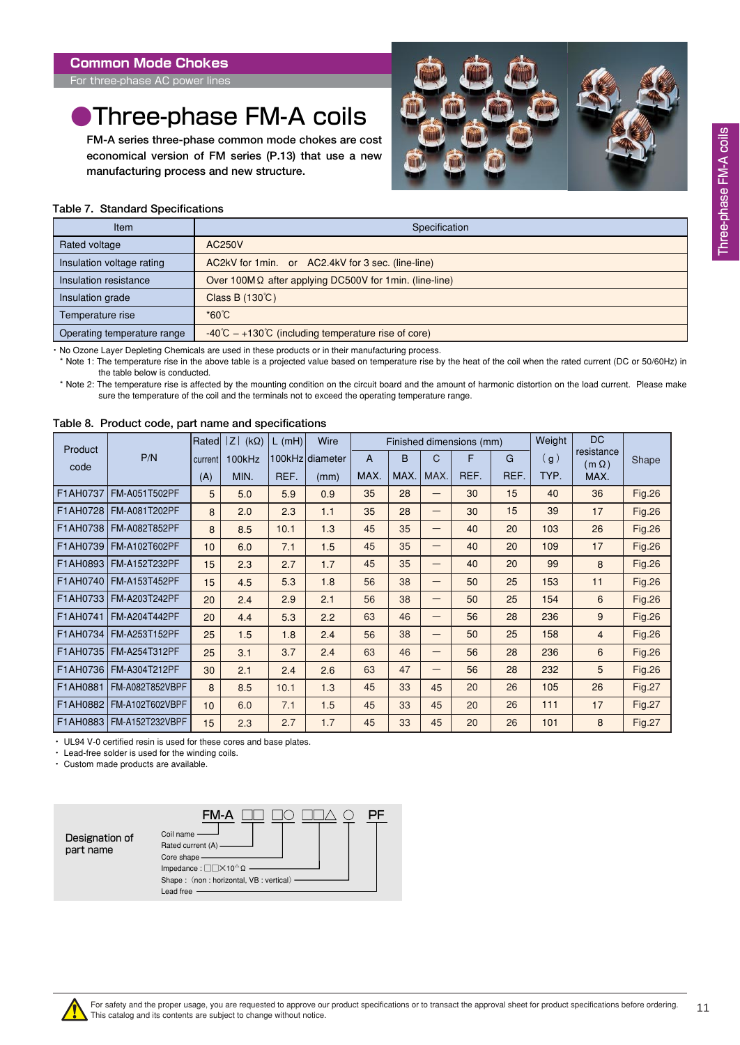## Common Mode Chokes

For three-phase AC power lines

# ●Three-phase FM-A coils

FM-A series three-phase common mode chokes are cost economical version of FM series (P.13) that use a new manufacturing process and new structure.

Table 7. Standard Specifications

| Item | Specification |
|---|---|
| Rated voltage | AC250V |
| Insulation voltage rating | AC2kV for 1min. or AC2.4kV for 3 sec. (line-line) |
| Insulation resistance | Over 100MΩ after applying DC500V for 1min. (line-line) |
| Insulation grade | Class B (130℃) |
| Temperature rise | *60℃ |
| Operating temperature range | -40℃ – +130℃ (including temperature rise of core) |

・No Ozone Layer Depleting Chemicals are used in these products or in their manufacturing process.

* Note 1: The temperature rise in the above table is a projected value based on temperature rise by the heat of the coil when the rated current (DC or 50/60Hz) in the table below is conducted.

* Note 2: The temperature rise is affected by the mounting condition on the circuit board and the amount of harmonic distortion on the load current. Please make sure the temperature of the coil and the terminals not to exceed the operating temperature range.

Table 8. Product code, part name and specifications

| Product code | P/N | Rated current (A) | \|Z\| (kΩ) 100kHz MIN. | L (mH) 100kHz REF. | Wire diameter (mm) | Finished dimensions (mm) A MAX. | B MAX. | C MAX. | F REF. | G REF. | Weight (g) TYP. | DC resistance (mΩ) MAX. | Shape |
|---|---|---|---|---|---|---|---|---|---|---|---|---|---|
| F1AH0737 | FM-A051T502PF | 5 | 5.0 | 5.9 | 0.9 | 35 | 28 | — | 30 | 15 | 40 | 36 | Fig.26 |
| F1AH0728 | FM-A081T202PF | 8 | 2.0 | 2.3 | 1.1 | 35 | 28 | — | 30 | 15 | 39 | 17 | Fig.26 |
| F1AH0738 | FM-A082T852PF | 8 | 8.5 | 10.1 | 1.3 | 45 | 35 | — | 40 | 20 | 103 | 26 | Fig.26 |
| F1AH0739 | FM-A102T602PF | 10 | 6.0 | 7.1 | 1.5 | 45 | 35 | — | 40 | 20 | 109 | 17 | Fig.26 |
| F1AH0893 | FM-A152T232PF | 15 | 2.3 | 2.7 | 1.7 | 45 | 35 | — | 40 | 20 | 99 | 8 | Fig.26 |
| F1AH0740 | FM-A153T452PF | 15 | 4.5 | 5.3 | 1.8 | 56 | 38 | — | 50 | 25 | 153 | 11 | Fig.26 |
| F1AH0733 | FM-A203T242PF | 20 | 2.4 | 2.9 | 2.1 | 56 | 38 | — | 50 | 25 | 154 | 6 | Fig.26 |
| F1AH0741 | FM-A204T442PF | 20 | 4.4 | 5.3 | 2.2 | 63 | 46 | — | 56 | 28 | 236 | 9 | Fig.26 |
| F1AH0734 | FM-A253T152PF | 25 | 1.5 | 1.8 | 2.4 | 56 | 38 | — | 50 | 25 | 158 | 4 | Fig.26 |
| F1AH0735 | FM-A254T312PF | 25 | 3.1 | 3.7 | 2.4 | 63 | 46 | — | 56 | 28 | 236 | 6 | Fig.26 |
| F1AH0736 | FM-A304T212PF | 30 | 2.1 | 2.4 | 2.6 | 63 | 47 | — | 56 | 28 | 232 | 5 | Fig.26 |
| F1AH0881 | FM-A082T852VBPF | 8 | 8.5 | 10.1 | 1.3 | 45 | 33 | 45 | 20 | 26 | 105 | 26 | Fig.27 |
| F1AH0882 | FM-A102T602VBPF | 10 | 6.0 | 7.1 | 1.5 | 45 | 33 | 45 | 20 | 26 | 111 | 17 | Fig.27 |
| F1AH0883 | FM-A152T232VBPF | 15 | 2.3 | 2.7 | 1.7 | 45 | 33 | 45 | 20 | 26 | 101 | 8 | Fig.27 |

・UL94 V-0 certified resin is used for these cores and base plates.
・Lead-free solder is used for the winding coils.
・Custom made products are available.

**Designation of part name**

FM-A □□ □○ □□△ ○ PF

- Coil name
- Rated current (A)
- Core shape
- Impedance : □□×10^△ Ω
- Shape : (non : horizontal, VB : vertical)
- Lead free

For safety and the proper usage, you are requested to approve our product specifications or to transact the approval sheet for product specifications before ordering. This catalog and its contents are subject to change without notice.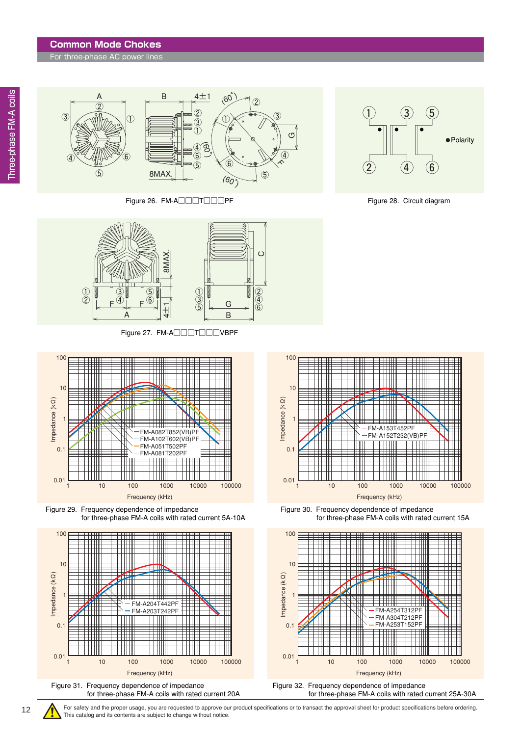## Common Mode Chokes

For three-phase AC power lines

Figure 26. FM-A□□□T□□□PF

Figure 28. Circuit diagram

●Polarity

Figure 27. FM-A□□□T□□□VBPF

Figure 29. Frequency dependence of impedance for three-phase FM-A coils with rated current 5A-10A

- FM-A082T852(VB)PF
- FM-A102T602(VB)PF
- FM-A051T502PF
- FM-A081T202PF

Figure 30. Frequency dependence of impedance for three-phase FM-A coils with rated current 15A

- FM-A153T452PF
- FM-A152T232(VB)PF

Figure 31. Frequency dependence of impedance for three-phase FM-A coils with rated current 20A

- FM-A204T442PF
- FM-A203T242PF

Figure 32. Frequency dependence of impedance for three-phase FM-A coils with rated current 25A-30A

- FM-A254T312PF
- FM-A304T212PF
- FM-A253T152PF

For safety and the proper usage, you are requested to approve our product specifications or to transact the approval sheet for product specifications before ordering.
This catalog and its contents are subject to change without notice.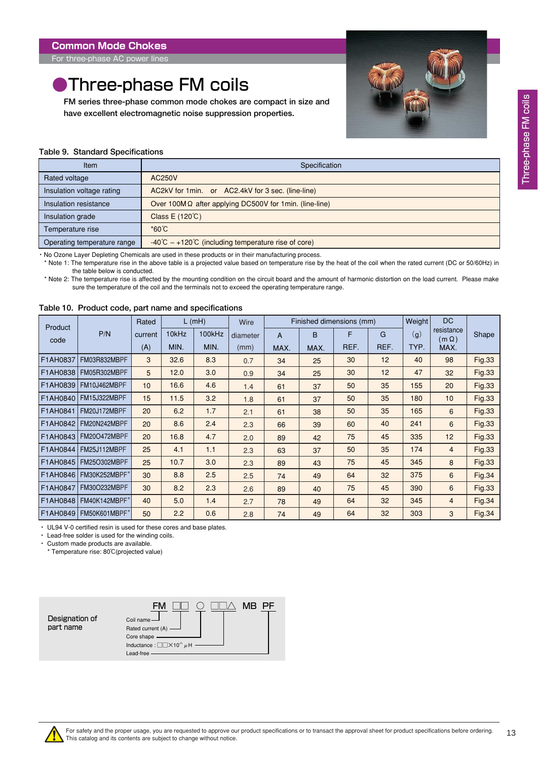Common Mode Chokes
For three-phase AC power lines

# ●Three-phase FM coils

FM series three-phase common mode chokes are compact in size and have excellent electromagnetic noise suppression properties.

Table 9. Standard Specifications

| Item | Specification |
|---|---|
| Rated voltage | AC250V |
| Insulation voltage rating | AC2kV for 1min. or AC2.4kV for 3 sec. (line-line) |
| Insulation resistance | Over 100MΩ after applying DC500V for 1min. (line-line) |
| Insulation grade | Class E (120℃) |
| Temperature rise | *60℃ |
| Operating temperature range | -40℃ – +120℃ (including temperature rise of core) |

・No Ozone Layer Depleting Chemicals are used in these products or in their manufacturing process.

* Note 1: The temperature rise in the above table is a projected value based on temperature rise by the heat of the coil when the rated current (DC or 50/60Hz) in the table below is conducted.
* Note 2: The temperature rise is affected by the mounting condition on the circuit board and the amount of harmonic distortion on the load current. Please make sure the temperature of the coil and the terminals not to exceed the operating temperature range.

Table 10. Product code, part name and specifications

| Product code | P/N | Rated current (A) | L (mH) 10kHz MIN. | L (mH) 100kHz MIN. | Wire diameter (mm) | Finished dimensions (mm) A MAX. | B MAX. | F REF. | G REF. | Weight (g) TYP. | DC resistance (mΩ) MAX. | Shape |
|---|---|---|---|---|---|---|---|---|---|---|---|---|
| F1AH0837 | FM03R832MBPF | 3 | 32.6 | 8.3 | 0.7 | 34 | 25 | 30 | 12 | 40 | 98 | Fig.33 |
| F1AH0838 | FM05R302MBPF | 5 | 12.0 | 3.0 | 0.9 | 34 | 25 | 30 | 12 | 47 | 32 | Fig.33 |
| F1AH0839 | FM10J462MBPF | 10 | 16.6 | 4.6 | 1.4 | 61 | 37 | 50 | 35 | 155 | 20 | Fig.33 |
| F1AH0840 | FM15J322MBPF | 15 | 11.5 | 3.2 | 1.8 | 61 | 37 | 50 | 35 | 180 | 10 | Fig.33 |
| F1AH0841 | FM20J172MBPF | 20 | 6.2 | 1.7 | 2.1 | 61 | 38 | 50 | 35 | 165 | 6 | Fig.33 |
| F1AH0842 | FM20N242MBPF | 20 | 8.6 | 2.4 | 2.3 | 66 | 39 | 60 | 40 | 241 | 6 | Fig.33 |
| F1AH0843 | FM20O472MBPF | 20 | 16.8 | 4.7 | 2.0 | 89 | 42 | 75 | 45 | 335 | 12 | Fig.33 |
| F1AH0844 | FM25J112MBPF | 25 | 4.1 | 1.1 | 2.3 | 63 | 37 | 50 | 35 | 174 | 4 | Fig.33 |
| F1AH0845 | FM25O302MBPF | 25 | 10.7 | 3.0 | 2.3 | 89 | 43 | 75 | 45 | 345 | 8 | Fig.33 |
| F1AH0846 | FM30K252MBPF* | 30 | 8.8 | 2.5 | 2.5 | 74 | 49 | 64 | 32 | 375 | 6 | Fig.34 |
| F1AH0847 | FM30O232MBPF | 30 | 8.2 | 2.3 | 2.6 | 89 | 40 | 75 | 45 | 390 | 6 | Fig.33 |
| F1AH0848 | FM40K142MBPF* | 40 | 5.0 | 1.4 | 2.7 | 78 | 49 | 64 | 32 | 345 | 4 | Fig.34 |
| F1AH0849 | FM50K601MBPF* | 50 | 2.2 | 0.6 | 2.8 | 74 | 49 | 64 | 32 | 303 | 3 | Fig.34 |

・UL94 V-0 certified resin is used for these cores and base plates.
・Lead-free solder is used for the winding coils.
・Custom made products are available.
* Temperature rise: 80℃(projected value)

Designation of part name

FM □□ ○ □□△ MB PF

- Coil name
- Rated current (A)
- Core shape
- Inductance : □□×10^△ μH
- Lead-free

For safety and the proper usage, you are requested to approve our product specifications or to transact the approval sheet for product specifications before ordering.
This catalog and its contents are subject to change without notice.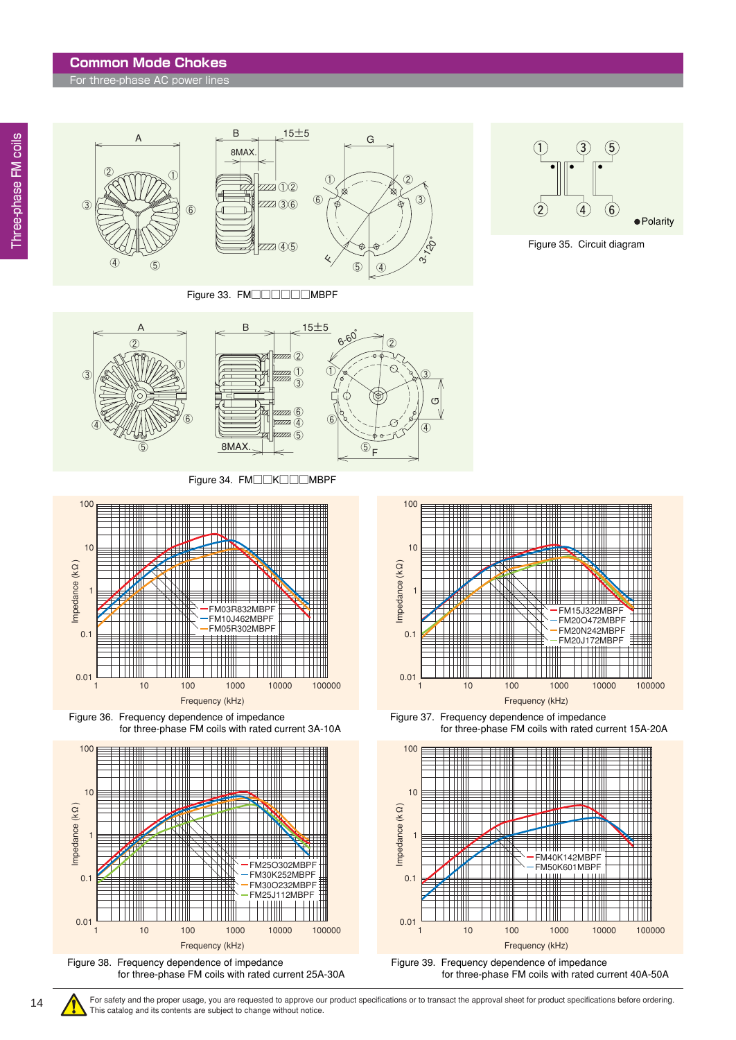# Common Mode Chokes

For three-phase AC power lines

Figure 33. FM□□□□□□MBPF

Figure 35. Circuit diagram

●Polarity

Figure 34. FM□□K□□□MBPF

Figure 36. Frequency dependence of impedance for three-phase FM coils with rated current 3A-10A

- FM03R832MBPF
- FM10J462MBPF
- FM05R302MBPF

Figure 37. Frequency dependence of impedance for three-phase FM coils with rated current 15A-20A

- FM15J322MBPF
- FM20O472MBPF
- FM20N242MBPF
- FM20J172MBPF

Figure 38. Frequency dependence of impedance for three-phase FM coils with rated current 25A-30A

- FM25O302MBPF
- FM30K252MBPF
- FM30O232MBPF
- FM25J112MBPF

Figure 39. Frequency dependence of impedance for three-phase FM coils with rated current 40A-50A

- FM40K142MBPF
- FM50K601MBPF

For safety and the proper usage, you are requested to approve our product specifications or to transact the approval sheet for product specifications before ordering. This catalog and its contents are subject to change without notice.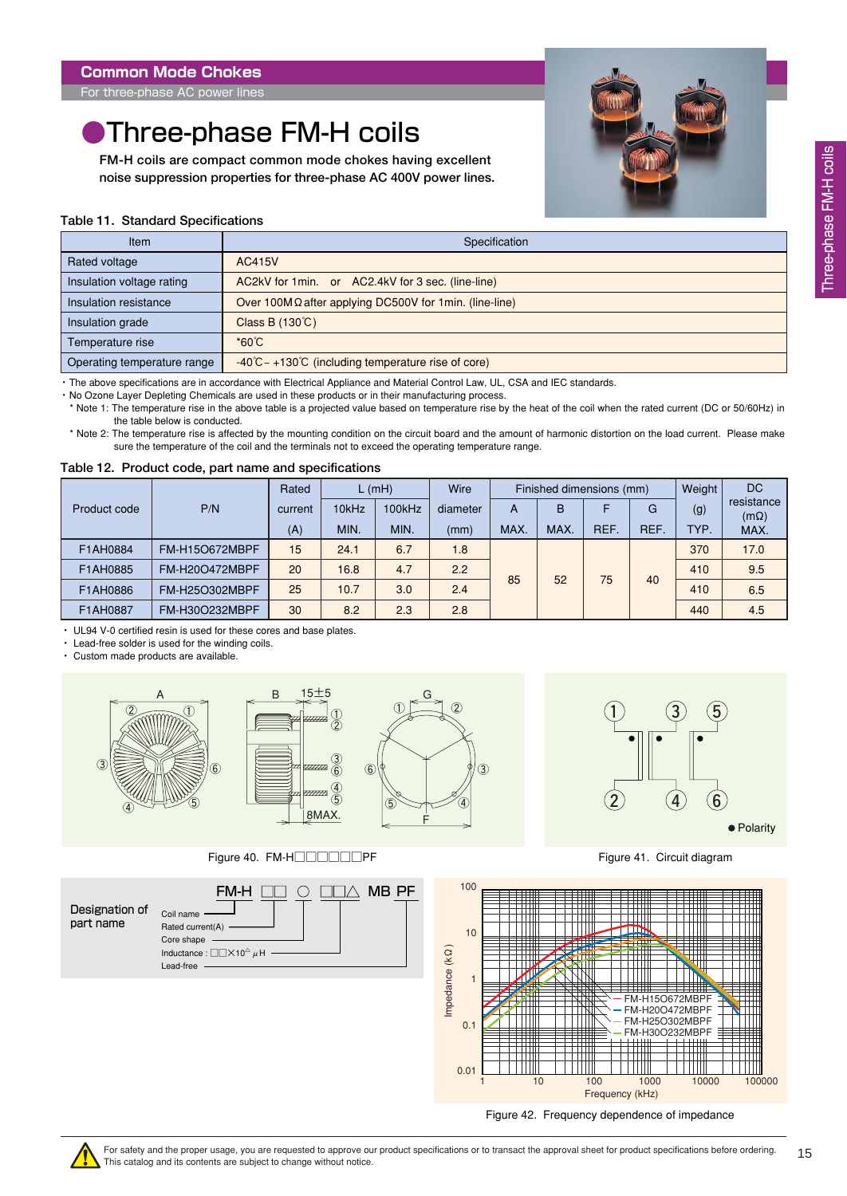## Common Mode Chokes

For three-phase AC power lines

# ●Three-phase FM-H coils

FM-H coils are compact common mode chokes having excellent noise suppression properties for three-phase AC 400V power lines.

Table 11. Standard Specifications

| Item | Specification |
|---|---|
| Rated voltage | AC415V |
| Insulation voltage rating | AC2kV for 1min. or AC2.4kV for 3 sec. (line-line) |
| Insulation resistance | Over 100MΩ after applying DC500V for 1min. (line-line) |
| Insulation grade | Class B (130℃) |
| Temperature rise | *60℃ |
| Operating temperature range | -40℃– +130℃ (including temperature rise of core) |

・The above specifications are in accordance with Electrical Appliance and Material Control Law, UL, CSA and IEC standards.
・No Ozone Layer Depleting Chemicals are used in these products or in their manufacturing process.
* Note 1: The temperature rise in the above table is a projected value based on temperature rise by the heat of the coil when the rated current (DC or 50/60Hz) in the table below is conducted.
* Note 2: The temperature rise is affected by the mounting condition on the circuit board and the amount of harmonic distortion on the load current. Please make sure the temperature of the coil and the terminals not to exceed the operating temperature range.

Table 12. Product code, part name and specifications

| Product code | P/N | Rated current (A) | L (mH) 10kHz MIN. | L (mH) 100kHz MIN. | Wire diameter (mm) | Finished dimensions (mm) A MAX. | B MAX. | F REF. | G REF. | Weight (g) TYP. | DC resistance (mΩ) MAX. |
|---|---|---|---|---|---|---|---|---|---|---|---|
| F1AH0884 | FM-H15O672MBPF | 15 | 24.1 | 6.7 | 1.8 | 85 | 52 | 75 | 40 | 370 | 17.0 |
| F1AH0885 | FM-H20O472MBPF | 20 | 16.8 | 4.7 | 2.2 | 85 | 52 | 75 | 40 | 410 | 9.5 |
| F1AH0886 | FM-H25O302MBPF | 25 | 10.7 | 3.0 | 2.4 | 85 | 52 | 75 | 40 | 410 | 6.5 |
| F1AH0887 | FM-H30O232MBPF | 30 | 8.2 | 2.3 | 2.8 | 85 | 52 | 75 | 40 | 440 | 4.5 |

・UL94 V-0 certified resin is used for these cores and base plates.
・Lead-free solder is used for the winding coils.
・Custom made products are available.

Figure 40. FM-H□□□□□□PF

Figure 41. Circuit diagram

Designation of part name

FM-H □□ ○ □□△ MB PF

- Coil name
- Rated current(A)
- Core shape
- Inductance : □□×10$^{\triangle}$ μH
- Lead-free

Figure 42. Frequency dependence of impedance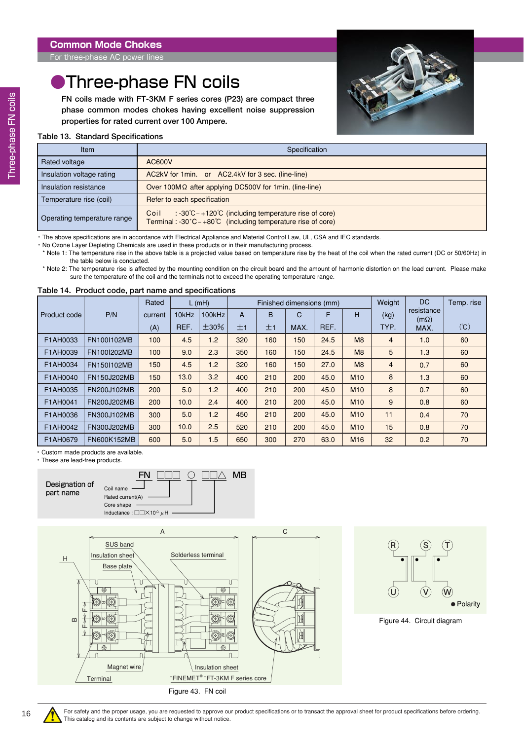# Common Mode Chokes

For three-phase AC power lines

## ●Three-phase FN coils

**FN coils made with FT-3KM F series cores (P23) are compact three phase common modes chokes having excellent noise suppression properties for rated current over 100 Ampere.**

Table 13. Standard Specifications

| Item | Specification |
|---|---|
| Rated voltage | AC600V |
| Insulation voltage rating | AC2kV for 1min. or AC2.4kV for 3 sec. (line-line) |
| Insulation resistance | Over 100MΩ after applying DC500V for 1min. (line-line) |
| Temperature rise (coil) | Refer to each specification |
| Operating temperature range | Coil : -30℃ – +120℃ (including temperature rise of core)<br>Terminal : -30℃ – +80℃ (including temperature rise of core) |

・The above specifications are in accordance with Electrical Appliance and Material Control Law, UL, CSA and IEC standards.
・No Ozone Layer Depleting Chemicals are used in these products or in their manufacturing process.
＊Note 1: The temperature rise in the above table is a projected value based on temperature rise by the heat of the coil when the rated current (DC or 50/60Hz) in the table below is conducted.
＊Note 2: The temperature rise is affected by the mounting condition on the circuit board and the amount of harmonic distortion on the load current. Please make sure the temperature of the coil and the terminals not to exceed the operating temperature range.

Table 14. Product code, part name and specifications

| Product code | P/N | Rated current (A) | L (mH) 10kHz REF. | L (mH) 100kHz ±30% | A ±1 | B ±1 | C MAX. | F REF. | H | Weight (kg) TYP. | DC resistance (mΩ) MAX. | Temp. rise (℃) |
|---|---|---|---|---|---|---|---|---|---|---|---|---|
| F1AH0033 | FN100I102MB | 100 | 4.5 | 1.2 | 320 | 160 | 150 | 24.5 | M8 | 4 | 1.0 | 60 |
| F1AH0039 | FN100I202MB | 100 | 9.0 | 2.3 | 350 | 160 | 150 | 24.5 | M8 | 5 | 1.3 | 60 |
| F1AH0034 | FN150I102MB | 150 | 4.5 | 1.2 | 320 | 160 | 150 | 27.0 | M8 | 4 | 0.7 | 60 |
| F1AH0040 | FN150J202MB | 150 | 13.0 | 3.2 | 400 | 210 | 200 | 45.0 | M10 | 8 | 1.3 | 60 |
| F1AH0035 | FN200J102MB | 200 | 5.0 | 1.2 | 400 | 210 | 200 | 45.0 | M10 | 8 | 0.7 | 60 |
| F1AH0041 | FN200J202MB | 200 | 10.0 | 2.4 | 400 | 210 | 200 | 45.0 | M10 | 9 | 0.8 | 60 |
| F1AH0036 | FN300J102MB | 300 | 5.0 | 1.2 | 450 | 210 | 200 | 45.0 | M10 | 11 | 0.4 | 70 |
| F1AH0042 | FN300J202MB | 300 | 10.0 | 2.5 | 520 | 210 | 200 | 45.0 | M10 | 15 | 0.8 | 70 |
| F1AH0679 | FN600K152MB | 600 | 5.0 | 1.5 | 650 | 300 | 270 | 63.0 | M16 | 32 | 0.2 | 70 |

・Custom made products are available.
・These are lead-free products.

**Designation of part name**

FN □□□ ○ □□△ MB

- Coil name
- Rated current(A)
- Core shape
- Inductance : □□×10△ μH

Figure 43. FN coil

Figure 44. Circuit diagram

For safety and the proper usage, you are requested to approve our product specifications or to transact the approval sheet for product specifications before ordering. This catalog and its contents are subject to change without notice.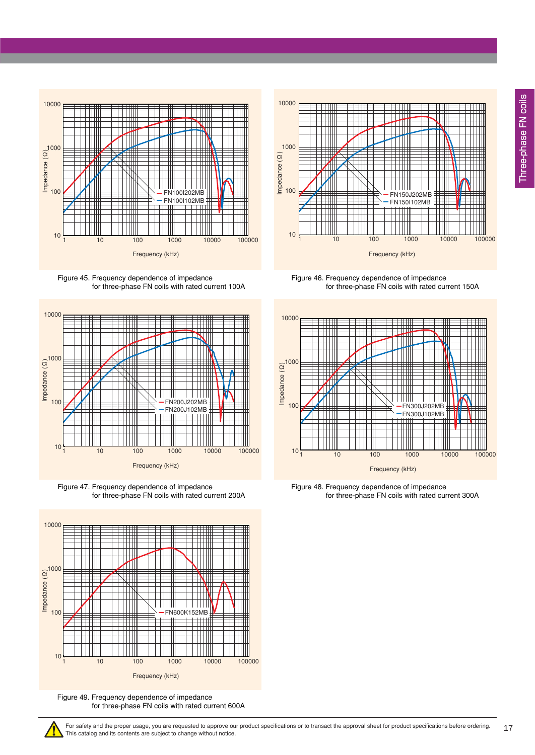Figure 45. Frequency dependence of impedance for three-phase FN coils with rated current 100A

Figure 46. Frequency dependence of impedance for three-phase FN coils with rated current 150A

Figure 47. Frequency dependence of impedance for three-phase FN coils with rated current 200A

Figure 48. Frequency dependence of impedance for three-phase FN coils with rated current 300A

Figure 49. Frequency dependence of impedance for three-phase FN coils with rated current 600A

For safety and the proper usage, you are requested to approve our product specifications or to transact the approval sheet for product specifications before ordering. This catalog and its contents are subject to change without notice.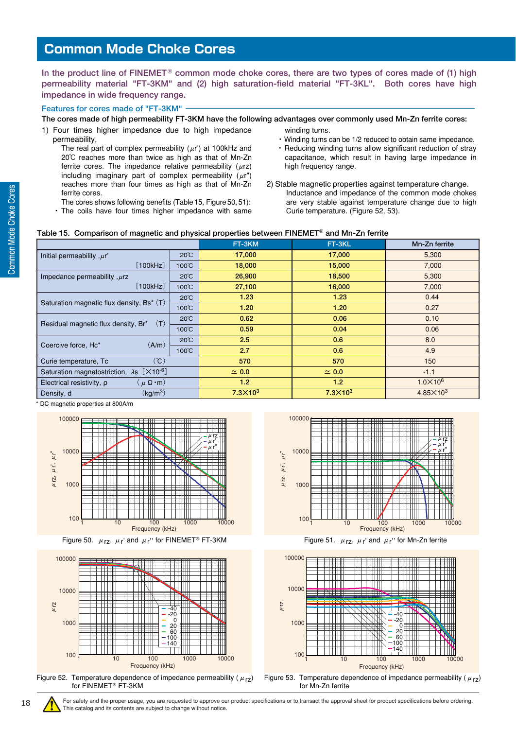# Common Mode Choke Cores

In the product line of FINEMET® common mode choke cores, there are two types of cores made of (1) high permeability material "FT-3KM" and (2) high saturation-field material "FT-3KL". Both cores have high impedance in wide frequency range.

## Features for cores made of "FT-3KM"

**The cores made of high permeability FT-3KM have the following advantages over commonly used Mn-Zn ferrite cores:**

1) Four times higher impedance due to high impedance permeability,

   The real part of complex permeability ($\mu$r') at 100kHz and 20℃ reaches more than twice as high as that of Mn-Zn ferrite cores. The impedance relative permeability ($\mu$rz) including imaginary part of complex permeability ($\mu$r'') reaches more than four times as high as that of Mn-Zn ferrite cores.

   The cores shows following benefits (Table 15, Figure 50, 51):

   - The coils have four times higher impedance with same winding turns.
   - Winding turns can be 1/2 reduced to obtain same impedance.
   - Reducing winding turns allow significant reduction of stray capacitance, which result in having large impedance in high frequency range.

2) Stable magnetic properties against temperature change.

   Inductance and impedance of the common mode chokes are very stable against temperature change due to high Curie temperature. (Figure 52, 53).

Table 15. Comparison of magnetic and physical properties between FINEMET® and Mn-Zn ferrite

| | | FT-3KM | FT-3KL | Mn-Zn ferrite |
|---|---|---|---|---|
| Initial permeability ,$\mu$r' [100kHz] | 20℃ | 17,000 | 17,000 | 5,300 |
| | 100℃ | 18,000 | 15,000 | 7,000 |
| Impedance permeability ,$\mu$rz [100kHz] | 20℃ | 26,900 | 18,500 | 5,300 |
| | 100℃ | 27,100 | 16,000 | 7,000 |
| Saturation magnetic flux density, Bs* (T) | 20℃ | 1.23 | 1.23 | 0.44 |
| | 100℃ | 1.20 | 1.20 | 0.27 |
| Residual magnetic flux density, Br* (T) | 20℃ | 0.62 | 0.06 | 0.10 |
| | 100℃ | 0.59 | 0.04 | 0.06 |
| Coercive force, Hc* (A/m) | 20℃ | 2.5 | 0.6 | 8.0 |
| | 100℃ | 2.7 | 0.6 | 4.9 |
| Curie temperature, Tc (℃) | | 570 | 570 | 150 |
| Saturation magnetostriction, $\lambda$s [$\times 10^{-6}$] | | ≃ 0.0 | ≃ 0.0 | -1.1 |
| Electrical resistivity, ρ ($\mu\Omega\cdot$m) | | 1.2 | 1.2 | $1.0\times10^6$ |
| Density, d (kg/m³) | | $7.3\times10^3$ | $7.3\times10^3$ | $4.85\times10^3$ |

\* DC magnetic properties at 800A/m

Figure 50. $\mu_{rz}$, $\mu_r$' and $\mu_r$'' for FINEMET® FT-3KM

Figure 51. $\mu_{rz}$, $\mu_r$' and $\mu_r$'' for Mn-Zn ferrite

Figure 52. Temperature dependence of impedance permeability ($\mu_{rz}$) for FINEMET® FT-3KM

Figure 53. Temperature dependence of impedance permeability ($\mu_{rz}$) for Mn-Zn ferrite

For safety and the proper usage, you are requested to approve our product specifications or to transact the approval sheet for product specifications before ordering. This catalog and its contents are subject to change without notice.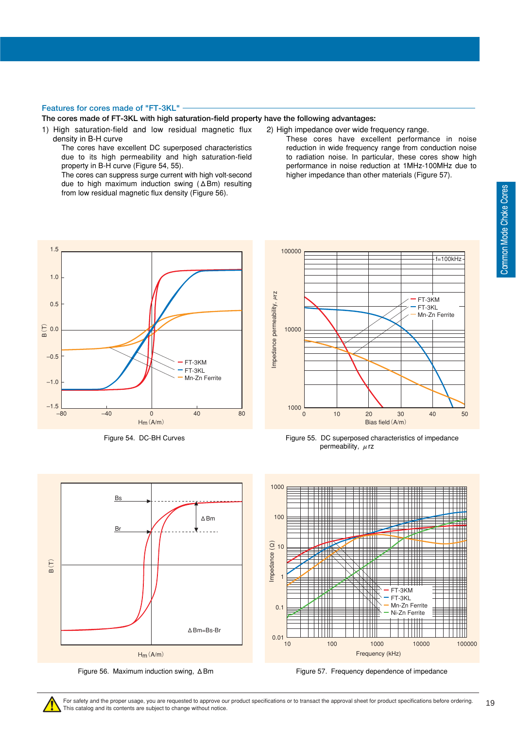## Features for cores made of "FT-3KL"

**The cores made of FT-3KL with high saturation-field property have the following advantages:**

1) High saturation-field and low residual magnetic flux density in B-H curve

The cores have excellent DC superposed characteristics due to its high permeability and high saturation-field property in B-H curve (Figure 54, 55).

The cores can suppress surge current with high volt-second due to high maximum induction swing (ΔBm) resulting from low residual magnetic flux density (Figure 56).

2) High impedance over wide frequency range.

These cores have excellent performance in noise reduction in wide frequency range from conduction noise to radiation noise. In particular, these cores show high performance in noise reduction at 1MHz-100MHz due to higher impedance than other materials (Figure 57).

Figure 54. DC-BH Curves

Figure 55. DC superposed characteristics of impedance permeability, μrz

Figure 56. Maximum induction swing, ΔBm

Figure 57. Frequency dependence of impedance

For safety and the proper usage, you are requested to approve our product specifications or to transact the approval sheet for product specifications before ordering.
This catalog and its contents are subject to change without notice.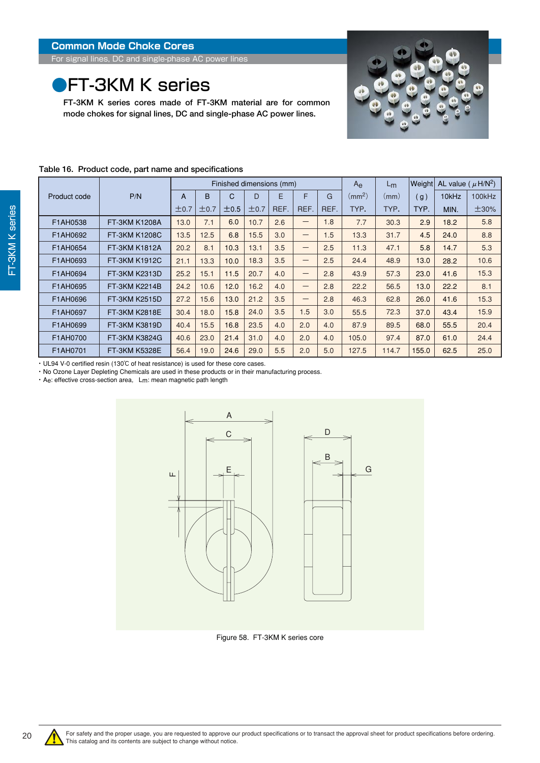## Common Mode Choke Cores

For signal lines, DC and single-phase AC power lines

# ●FT-3KM K series

FT-3KM K series cores made of FT-3KM material are for common mode chokes for signal lines, DC and single-phase AC power lines.

Table 16. Product code, part name and specifications

| Product code | P/N | Finished dimensions (mm) | | | | | | | $A_e$ | $L_m$ | Weight | AL value ($\mu$H/N$^2$) | |
|---|---|---|---|---|---|---|---|---|---|---|---|---|---|
| | | A | B | C | D | E | F | G | (mm$^2$) | (mm) | (g) | 10kHz | 100kHz |
| | | ±0.7 | ±0.7 | ±0.5 | ±0.7 | REF. | REF. | REF. | TYP. | TYP. | TYP. | MIN. | ±30% |
| F1AH0538 | FT-3KM K1208A | 13.0 | 7.1 | 6.0 | 10.7 | 2.6 | — | 1.8 | 7.7 | 30.3 | 2.9 | 18.2 | 5.8 |
| F1AH0692 | FT-3KM K1208C | 13.5 | 12.5 | 6.8 | 15.5 | 3.0 | — | 1.5 | 13.3 | 31.7 | 4.5 | 24.0 | 8.8 |
| F1AH0654 | FT-3KM K1812A | 20.2 | 8.1 | 10.3 | 13.1 | 3.5 | — | 2.5 | 11.3 | 47.1 | 5.8 | 14.7 | 5.3 |
| F1AH0693 | FT-3KM K1912C | 21.1 | 13.3 | 10.0 | 18.3 | 3.5 | — | 2.5 | 24.4 | 48.9 | 13.0 | 28.2 | 10.6 |
| F1AH0694 | FT-3KM K2313D | 25.2 | 15.1 | 11.5 | 20.7 | 4.0 | — | 2.8 | 43.9 | 57.3 | 23.0 | 41.6 | 15.3 |
| F1AH0695 | FT-3KM K2214B | 24.2 | 10.6 | 12.0 | 16.2 | 4.0 | — | 2.8 | 22.2 | 56.5 | 13.0 | 22.2 | 8.1 |
| F1AH0696 | FT-3KM K2515D | 27.2 | 15.6 | 13.0 | 21.2 | 3.5 | — | 2.8 | 46.3 | 62.8 | 26.0 | 41.6 | 15.3 |
| F1AH0697 | FT-3KM K2818E | 30.4 | 18.0 | 15.8 | 24.0 | 3.5 | 1.5 | 3.0 | 55.5 | 72.3 | 37.0 | 43.4 | 15.9 |
| F1AH0699 | FT-3KM K3819D | 40.4 | 15.5 | 16.8 | 23.5 | 4.0 | 2.0 | 4.0 | 87.9 | 89.5 | 68.0 | 55.5 | 20.4 |
| F1AH0700 | FT-3KM K3824G | 40.6 | 23.0 | 21.4 | 31.0 | 4.0 | 2.0 | 4.0 | 105.0 | 97.4 | 87.0 | 61.0 | 24.4 |
| F1AH0701 | FT-3KM K5328E | 56.4 | 19.0 | 24.6 | 29.0 | 5.5 | 2.0 | 5.0 | 127.5 | 114.7 | 155.0 | 62.5 | 25.0 |

・UL94 V-0 certified resin (130℃ of heat resistance) is used for these core cases.
・No Ozone Layer Depleting Chemicals are used in these products or in their manufacturing process.
・$A_e$: effective cross-section area, $L_m$: mean magnetic path length

Figure 58. FT-3KM K series core

For safety and the proper usage, you are requested to approve our product specifications or to transact the approval sheet for product specifications before ordering.
This catalog and its contents are subject to change without notice.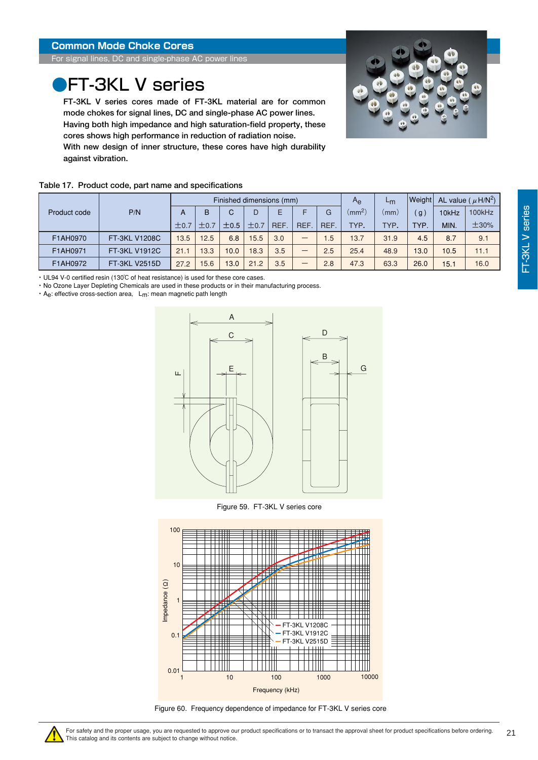**Common Mode Choke Cores**

For signal lines, DC and single-phase AC power lines

# ●FT-3KL V series

FT-3KL V series cores made of FT-3KL material are for common mode chokes for signal lines, DC and single-phase AC power lines. Having both high impedance and high saturation-field property, these cores shows high performance in reduction of radiation noise.
With new design of inner structure, these cores have high durability against vibration.

Table 17. Product code, part name and specifications

| Product code | P/N | Finished dimensions (mm) | | | | | | | $A_e$ | $L_m$ | Weight | AL value ($\mu$H/N$^2$) | |
|---|---|---|---|---|---|---|---|---|---|---|---|---|---|
| | | A | B | C | D | E | F | G | (mm$^2$) | (mm) | (g) | 10kHz | 100kHz |
| | | ±0.7 | ±0.7 | ±0.5 | ±0.7 | REF. | REF. | REF. | TYP. | TYP. | TYP. | MIN. | ±30% |
| F1AH0970 | FT-3KL V1208C | 13.5 | 12.5 | 6.8 | 15.5 | 3.0 | — | 1.5 | 13.7 | 31.9 | 4.5 | 8.7 | 9.1 |
| F1AH0971 | FT-3KL V1912C | 21.1 | 13.3 | 10.0 | 18.3 | 3.5 | — | 2.5 | 25.4 | 48.9 | 13.0 | 10.5 | 11.1 |
| F1AH0972 | FT-3KL V2515D | 27.2 | 15.6 | 13.0 | 21.2 | 3.5 | — | 2.8 | 47.3 | 63.3 | 26.0 | 15.1 | 16.0 |

・UL94 V-0 certified resin (130℃ of heat resistance) is used for these core cases.
・No Ozone Layer Depleting Chemicals are used in these products or in their manufacturing process.
・$A_e$: effective cross-section area, $L_m$: mean magnetic path length

Figure 59. FT-3KL V series core

Figure 60. Frequency dependence of impedance for FT-3KL V series core

For safety and the proper usage, you are requested to approve our product specifications or to transact the approval sheet for product specifications before ordering.
This catalog and its contents are subject to change without notice.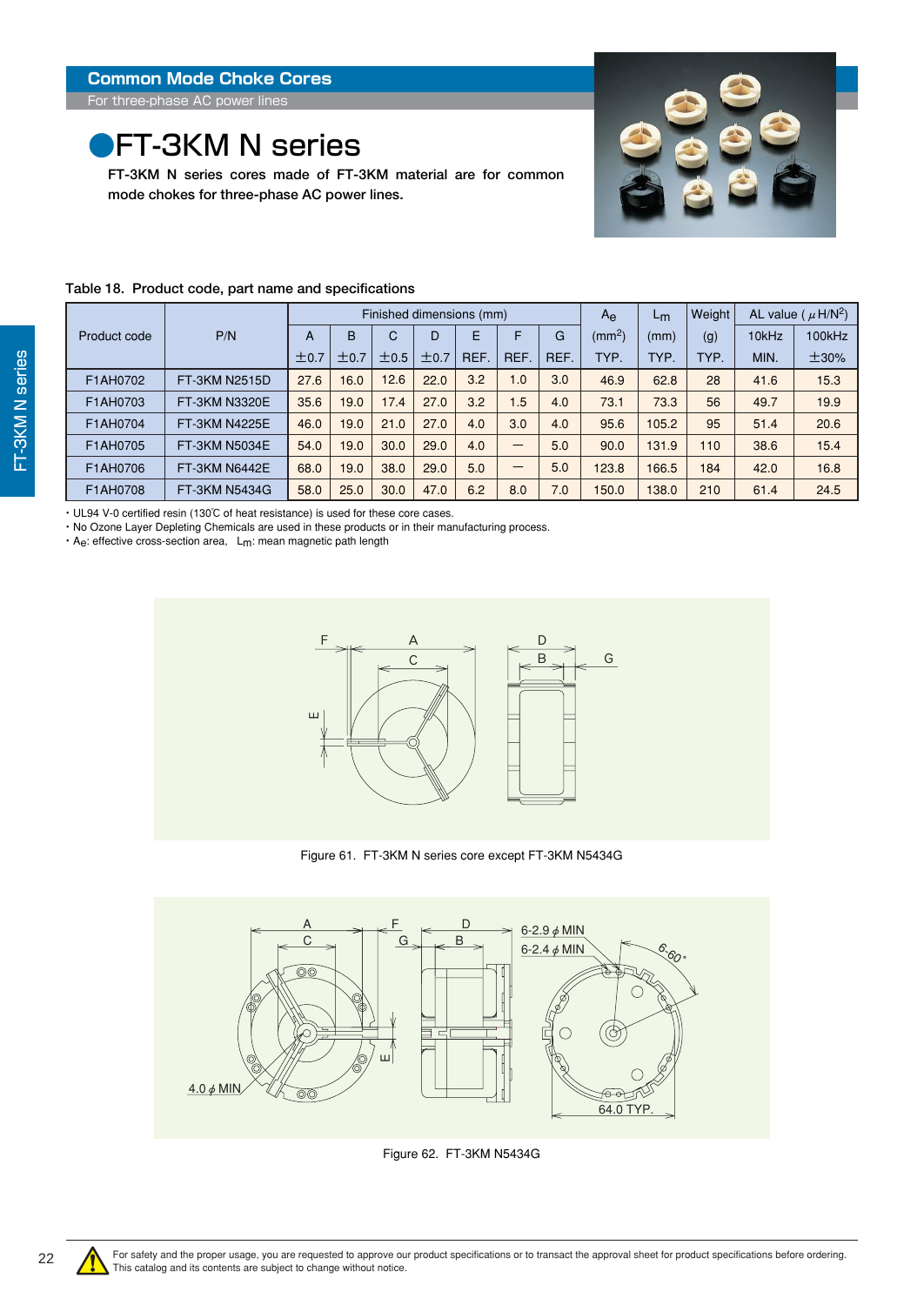**Common Mode Choke Cores**

For three-phase AC power lines

# ●FT-3KM N series

FT-3KM N series cores made of FT-3KM material are for common mode chokes for three-phase AC power lines.

Table 18. Product code, part name and specifications

| Product code | P/N | Finished dimensions (mm) | | | | | | | $A_e$ | $L_m$ | Weight | AL value ( $\mu$H/N$^2$) | |
|---|---|---|---|---|---|---|---|---|---|---|---|---|---|
| | | A | B | C | D | E | F | G | (mm$^2$) | (mm) | (g) | 10kHz | 100kHz |
| | | ±0.7 | ±0.7 | ±0.5 | ±0.7 | REF. | REF. | REF. | TYP. | TYP. | TYP. | MIN. | ±30% |
| F1AH0702 | FT-3KM N2515D | 27.6 | 16.0 | 12.6 | 22.0 | 3.2 | 1.0 | 3.0 | 46.9 | 62.8 | 28 | 41.6 | 15.3 |
| F1AH0703 | FT-3KM N3320E | 35.6 | 19.0 | 17.4 | 27.0 | 3.2 | 1.5 | 4.0 | 73.1 | 73.3 | 56 | 49.7 | 19.9 |
| F1AH0704 | FT-3KM N4225E | 46.0 | 19.0 | 21.0 | 27.0 | 4.0 | 3.0 | 4.0 | 95.6 | 105.2 | 95 | 51.4 | 20.6 |
| F1AH0705 | FT-3KM N5034E | 54.0 | 19.0 | 30.0 | 29.0 | 4.0 | — | 5.0 | 90.0 | 131.9 | 110 | 38.6 | 15.4 |
| F1AH0706 | FT-3KM N6442E | 68.0 | 19.0 | 38.0 | 29.0 | 5.0 | — | 5.0 | 123.8 | 166.5 | 184 | 42.0 | 16.8 |
| F1AH0708 | FT-3KM N5434G | 58.0 | 25.0 | 30.0 | 47.0 | 6.2 | 8.0 | 7.0 | 150.0 | 138.0 | 210 | 61.4 | 24.5 |

- UL94 V-0 certified resin (130℃ of heat resistance) is used for these core cases.
- No Ozone Layer Depleting Chemicals are used in these products or in their manufacturing process.
- $A_e$: effective cross-section area, $L_m$: mean magnetic path length

Figure 61. FT-3KM N series core except FT-3KM N5434G

Figure 62. FT-3KM N5434G

For safety and the proper usage, you are requested to approve our product specifications or to transact the approval sheet for product specifications before ordering. This catalog and its contents are subject to change without notice.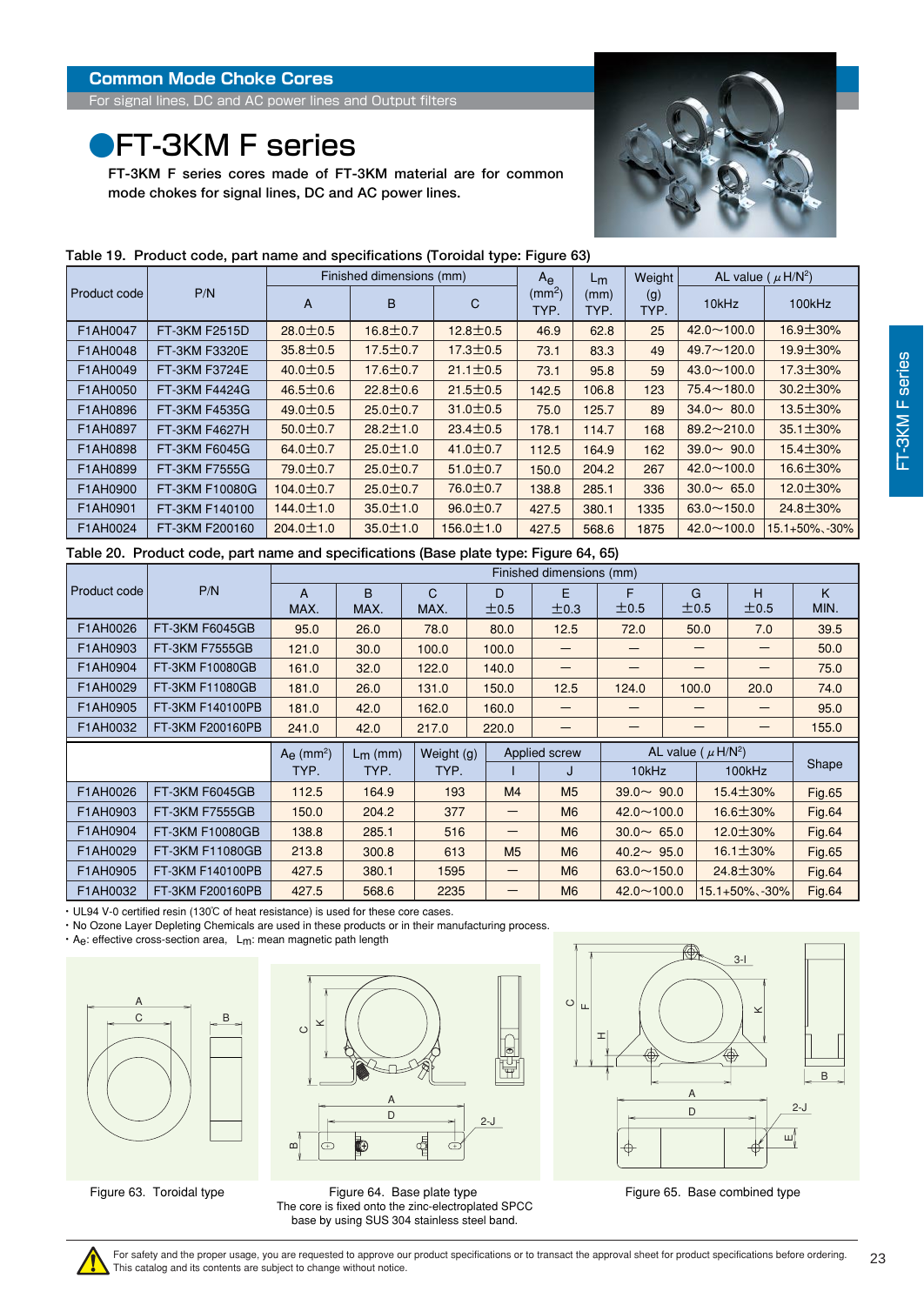## Common Mode Choke Cores

For signal lines, DC and AC power lines and Output filters

# ●FT-3KM F series

FT-3KM F series cores made of FT-3KM material are for common mode chokes for signal lines, DC and AC power lines.

Table 19. Product code, part name and specifications (Toroidal type: Figure 63)

| Product code | P/N | Finished dimensions (mm) | | | $A_e$ ($mm^2$) TYP. | $L_m$ (mm) TYP. | Weight (g) TYP. | AL value ($\mu H/N^2$) | |
|---|---|---|---|---|---|---|---|---|---|
| | | A | B | C | | | | 10kHz | 100kHz |
| F1AH0047 | FT-3KM F2515D | 28.0±0.5 | 16.8±0.7 | 12.8±0.5 | 46.9 | 62.8 | 25 | 42.0〜100.0 | 16.9±30% |
| F1AH0048 | FT-3KM F3320E | 35.8±0.5 | 17.5±0.7 | 17.3±0.5 | 73.1 | 83.3 | 49 | 49.7〜120.0 | 19.9±30% |
| F1AH0049 | FT-3KM F3724E | 40.0±0.5 | 17.6±0.7 | 21.1±0.5 | 73.1 | 95.8 | 59 | 43.0〜100.0 | 17.3±30% |
| F1AH0050 | FT-3KM F4424G | 46.5±0.6 | 22.8±0.6 | 21.5±0.5 | 142.5 | 106.8 | 123 | 75.4〜180.0 | 30.2±30% |
| F1AH0896 | FT-3KM F4535G | 49.0±0.5 | 25.0±0.7 | 31.0±0.5 | 75.0 | 125.7 | 89 | 34.0〜 80.0 | 13.5±30% |
| F1AH0897 | FT-3KM F4627H | 50.0±0.7 | 28.2±1.0 | 23.4±0.5 | 178.1 | 114.7 | 168 | 89.2〜210.0 | 35.1±30% |
| F1AH0898 | FT-3KM F6045G | 64.0±0.7 | 25.0±1.0 | 41.0±0.7 | 112.5 | 164.9 | 162 | 39.0〜 90.0 | 15.4±30% |
| F1AH0899 | FT-3KM F7555G | 79.0±0.7 | 25.0±0.7 | 51.0±0.7 | 150.0 | 204.2 | 267 | 42.0〜100.0 | 16.6±30% |
| F1AH0900 | FT-3KM F10080G | 104.0±0.7 | 25.0±0.7 | 76.0±0.7 | 138.8 | 285.1 | 336 | 30.0〜 65.0 | 12.0±30% |
| F1AH0901 | FT-3KM F140100 | 144.0±1.0 | 35.0±1.0 | 96.0±0.7 | 427.5 | 380.1 | 1335 | 63.0〜150.0 | 24.8±30% |
| F1AH0024 | FT-3KM F200160 | 204.0±1.0 | 35.0±1.0 | 156.0±1.0 | 427.5 | 568.6 | 1875 | 42.0〜100.0 | 15.1+50%,-30% |

Table 20. Product code, part name and specifications (Base plate type: Figure 64, 65)

| Product code | P/N | Finished dimensions (mm) | | | | | | | | |
|---|---|---|---|---|---|---|---|---|---|---|
| | | A MAX. | B MAX. | C MAX. | D ±0.5 | E ±0.3 | F ±0.5 | G ±0.5 | H ±0.5 | K MIN. |
| F1AH0026 | FT-3KM F6045GB | 95.0 | 26.0 | 78.0 | 80.0 | 12.5 | 72.0 | 50.0 | 7.0 | 39.5 |
| F1AH0903 | FT-3KM F7555GB | 121.0 | 30.0 | 100.0 | 100.0 | — | — | — | — | 50.0 |
| F1AH0904 | FT-3KM F10080GB | 161.0 | 32.0 | 122.0 | 140.0 | — | — | — | — | 75.0 |
| F1AH0029 | FT-3KM F11080GB | 181.0 | 26.0 | 131.0 | 150.0 | 12.5 | 124.0 | 100.0 | 20.0 | 74.0 |
| F1AH0905 | FT-3KM F140100PB | 181.0 | 42.0 | 162.0 | 160.0 | — | — | — | — | 95.0 |
| F1AH0032 | FT-3KM F200160PB | 241.0 | 42.0 | 217.0 | 220.0 | — | — | — | — | 155.0 |

| Product code | P/N | $A_e$ ($mm^2$) TYP. | $L_m$ (mm) TYP. | Weight (g) TYP. | Applied screw | | AL value ($\mu H/N^2$) | | Shape |
|---|---|---|---|---|---|---|---|---|---|
| | | | | | I | J | 10kHz | 100kHz | |
| F1AH0026 | FT-3KM F6045GB | 112.5 | 164.9 | 193 | M4 | M5 | 39.0〜 90.0 | 15.4±30% | Fig.65 |
| F1AH0903 | FT-3KM F7555GB | 150.0 | 204.2 | 377 | — | M6 | 42.0〜100.0 | 16.6±30% | Fig.64 |
| F1AH0904 | FT-3KM F10080GB | 138.8 | 285.1 | 516 | — | M6 | 30.0〜 65.0 | 12.0±30% | Fig.64 |
| F1AH0029 | FT-3KM F11080GB | 213.8 | 300.8 | 613 | M5 | M6 | 40.2〜 95.0 | 16.1±30% | Fig.65 |
| F1AH0905 | FT-3KM F140100PB | 427.5 | 380.1 | 1595 | — | M6 | 63.0〜150.0 | 24.8±30% | Fig.64 |
| F1AH0032 | FT-3KM F200160PB | 427.5 | 568.6 | 2235 | — | M6 | 42.0〜100.0 | 15.1+50%,-30% | Fig.64 |

- UL94 V-0 certified resin (130℃ of heat resistance) is used for these core cases.
- No Ozone Layer Depleting Chemicals are used in these products or in their manufacturing process.
- $A_e$: effective cross-section area, $L_m$: mean magnetic path length

Figure 63. Toroidal type

Figure 64. Base plate type
The core is fixed onto the zinc-electroplated SPCC base by using SUS 304 stainless steel band.

Figure 65. Base combined type

For safety and the proper usage, you are requested to approve our product specifications or to transact the approval sheet for product specifications before ordering. This catalog and its contents are subject to change without notice.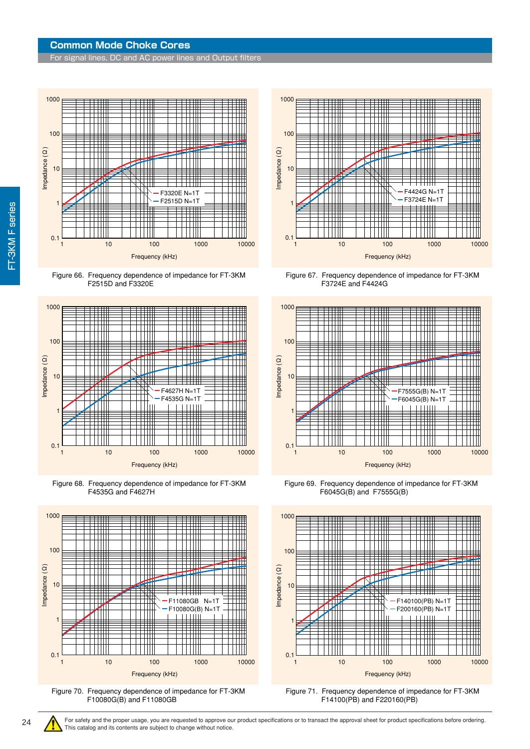## Common Mode Choke Cores

For signal lines, DC and AC power lines and Output filters

Figure 66. Frequency dependence of impedance for FT-3KM F2515D and F3320E

Figure 67. Frequency dependence of impedance for FT-3KM F3724E and F4424G

Figure 68. Frequency dependence of impedance for FT-3KM F4535G and F4627H

Figure 69. Frequency dependence of impedance for FT-3KM F6045G(B) and F7555G(B)

Figure 70. Frequency dependence of impedance for FT-3KM F10080G(B) and F11080GB

Figure 71. Frequency dependence of impedance for FT-3KM F14100(PB) and F220160(PB)

For safety and the proper usage, you are requested to approve our product specifications or to transact the approval sheet for product specifications before ordering.
This catalog and its contents are subject to change without notice.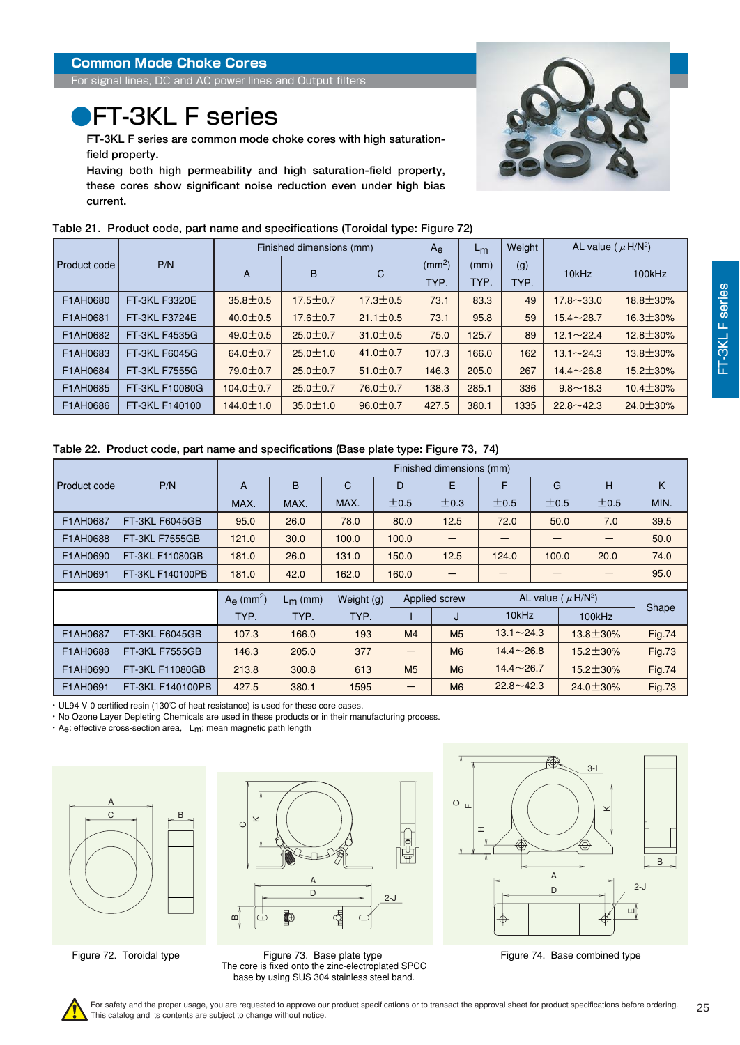## Common Mode Choke Cores

For signal lines, DC and AC power lines and Output filters

# ●FT-3KL F series

FT-3KL F series are common mode choke cores with high saturation-field property.
Having both high permeability and high saturation-field property, these cores show significant noise reduction even under high bias current.

Table 21. Product code, part name and specifications (Toroidal type: Figure 72)

| Product code | P/N | Finished dimensions (mm) | | | $A_e$ ($mm^2$) | $L_m$ (mm) | Weight (g) | AL value ($\mu H/N^2$) | |
|---|---|---|---|---|---|---|---|---|---|
| | | A | B | C | TYP. | TYP. | TYP. | 10kHz | 100kHz |
| F1AH0680 | FT-3KL F3320E | 35.8±0.5 | 17.5±0.7 | 17.3±0.5 | 73.1 | 83.3 | 49 | 17.8～33.0 | 18.8±30% |
| F1AH0681 | FT-3KL F3724E | 40.0±0.5 | 17.6±0.7 | 21.1±0.5 | 73.1 | 95.8 | 59 | 15.4～28.7 | 16.3±30% |
| F1AH0682 | FT-3KL F4535G | 49.0±0.5 | 25.0±0.7 | 31.0±0.5 | 75.0 | 125.7 | 89 | 12.1～22.4 | 12.8±30% |
| F1AH0683 | FT-3KL F6045G | 64.0±0.7 | 25.0±1.0 | 41.0±0.7 | 107.3 | 166.0 | 162 | 13.1～24.3 | 13.8±30% |
| F1AH0684 | FT-3KL F7555G | 79.0±0.7 | 25.0±0.7 | 51.0±0.7 | 146.3 | 205.0 | 267 | 14.4～26.8 | 15.2±30% |
| F1AH0685 | FT-3KL F10080G | 104.0±0.7 | 25.0±0.7 | 76.0±0.7 | 138.3 | 285.1 | 336 | 9.8～18.3 | 10.4±30% |
| F1AH0686 | FT-3KL F140100 | 144.0±1.0 | 35.0±1.0 | 96.0±0.7 | 427.5 | 380.1 | 1335 | 22.8～42.3 | 24.0±30% |

Table 22. Product code, part name and specifications (Base plate type: Figure 73, 74)

| Product code | P/N | Finished dimensions (mm) | | | | | | | | |
|---|---|---|---|---|---|---|---|---|---|---|
| | | A | B | C | D | E | F | G | H | K |
| | | MAX. | MAX. | MAX. | ±0.5 | ±0.3 | ±0.5 | ±0.5 | ±0.5 | MIN. |
| F1AH0687 | FT-3KL F6045GB | 95.0 | 26.0 | 78.0 | 80.0 | 12.5 | 72.0 | 50.0 | 7.0 | 39.5 |
| F1AH0688 | FT-3KL F7555GB | 121.0 | 30.0 | 100.0 | 100.0 | — | — | — | — | 50.0 |
| F1AH0690 | FT-3KL F11080GB | 181.0 | 26.0 | 131.0 | 150.0 | 12.5 | 124.0 | 100.0 | 20.0 | 74.0 |
| F1AH0691 | FT-3KL F140100PB | 181.0 | 42.0 | 162.0 | 160.0 | — | — | — | — | 95.0 |

| Product code | P/N | $A_e$ ($mm^2$) | $L_m$ (mm) | Weight (g) | Applied screw | | AL value ($\mu H/N^2$) | | Shape |
|---|---|---|---|---|---|---|---|---|---|
| | | TYP. | TYP. | TYP. | I | J | 10kHz | 100kHz | |
| F1AH0687 | FT-3KL F6045GB | 107.3 | 166.0 | 193 | M4 | M5 | 13.1～24.3 | 13.8±30% | Fig.74 |
| F1AH0688 | FT-3KL F7555GB | 146.3 | 205.0 | 377 | — | M6 | 14.4～26.8 | 15.2±30% | Fig.73 |
| F1AH0690 | FT-3KL F11080GB | 213.8 | 300.8 | 613 | M5 | M6 | 14.4～26.7 | 15.2±30% | Fig.74 |
| F1AH0691 | FT-3KL F140100PB | 427.5 | 380.1 | 1595 | — | M6 | 22.8～42.3 | 24.0±30% | Fig.73 |

- UL94 V-0 certified resin (130℃ of heat resistance) is used for these core cases.
- No Ozone Layer Depleting Chemicals are used in these products or in their manufacturing process.
- $A_e$: effective cross-section area, $L_m$: mean magnetic path length

Figure 72. Toroidal type

Figure 73. Base plate type
The core is fixed onto the zinc-electroplated SPCC base by using SUS 304 stainless steel band.

Figure 74. Base combined type

For safety and the proper usage, you are requested to approve our product specifications or to transact the approval sheet for product specifications before ordering.
This catalog and its contents are subject to change without notice.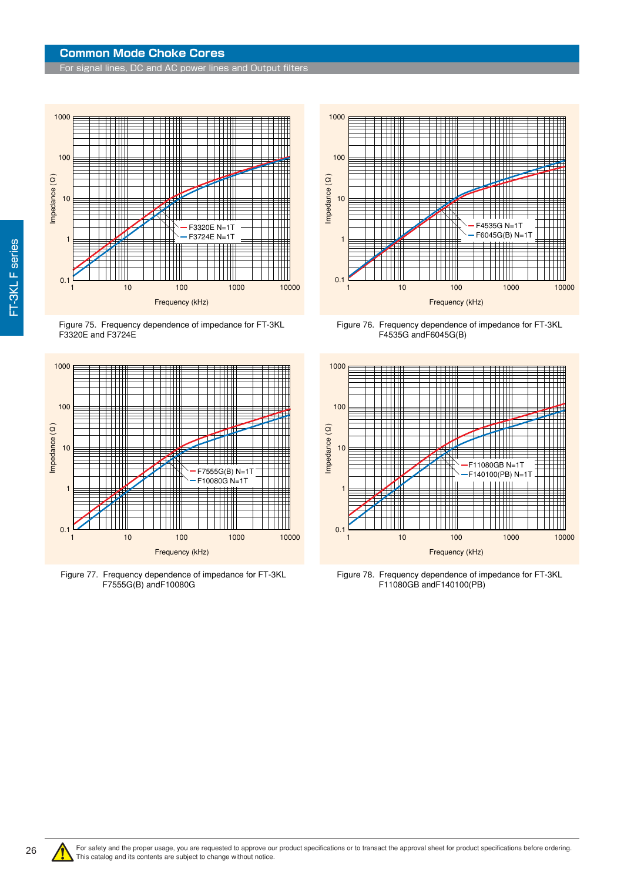# Common Mode Choke Cores

For signal lines, DC and AC power lines and Output filters

Figure 75. Frequency dependence of impedance for FT-3KL F3320E and F3724E

Figure 76. Frequency dependence of impedance for FT-3KL F4535G andF6045G(B)

Figure 77. Frequency dependence of impedance for FT-3KL F7555G(B) andF10080G

Figure 78. Frequency dependence of impedance for FT-3KL F11080GB andF140100(PB)

For safety and the proper usage, you are requested to approve our product specifications or to transact the approval sheet for product specifications before ordering.
This catalog and its contents are subject to change without notice.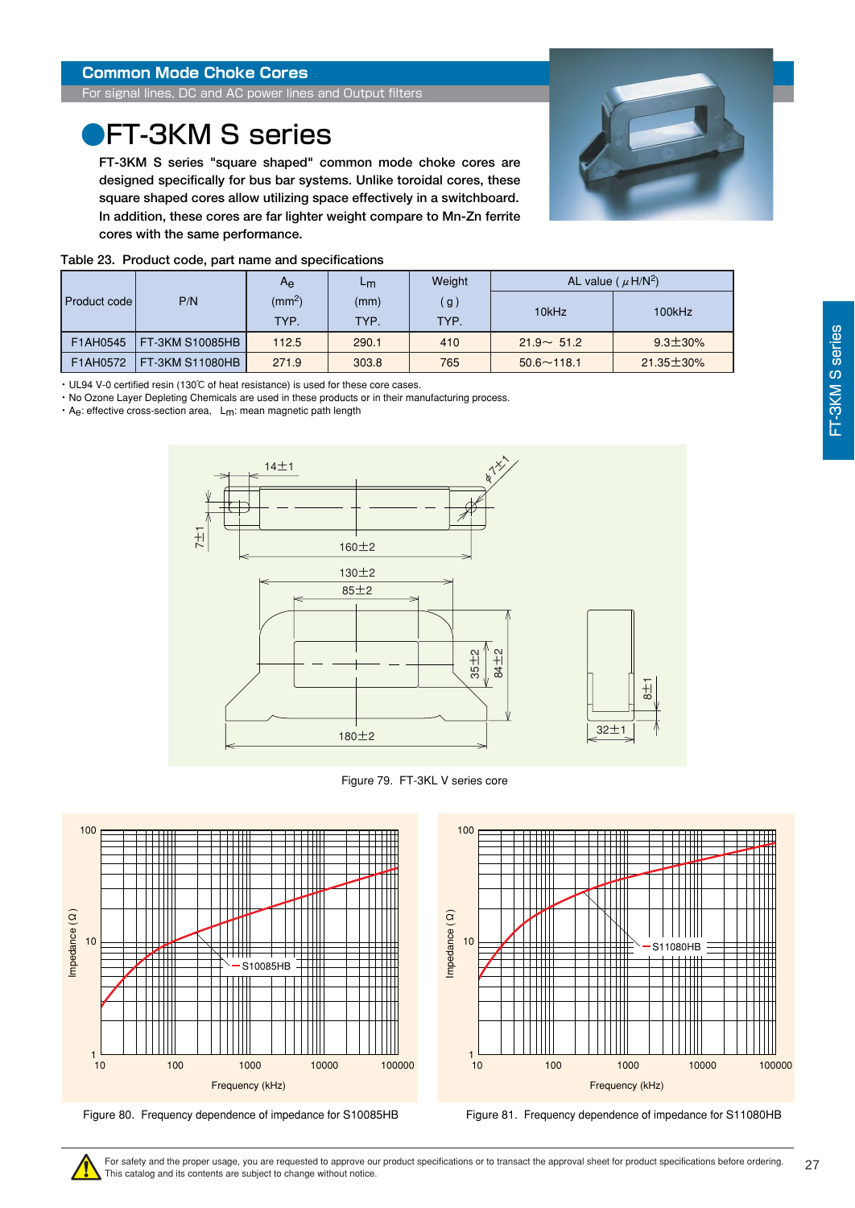## Common Mode Choke Cores

For signal lines, DC and AC power lines and Output filters

# FT-3KM S series

**FT-3KM S series "square shaped" common mode choke cores are designed specifically for bus bar systems. Unlike toroidal cores, these square shaped cores allow utilizing space effectively in a switchboard. In addition, these cores are far lighter weight compare to Mn-Zn ferrite cores with the same performance.**

Table 23. Product code, part name and specifications

| Product code | P/N | $A_e$ ($mm^2$) TYP. | $L_m$ (mm) TYP. | Weight (g) TYP. | AL value ( $\mu H/N^2$) 10kHz | AL value ( $\mu H/N^2$) 100kHz |
|---|---|---|---|---|---|---|
| F1AH0545 | FT-3KM S10085HB | 112.5 | 290.1 | 410 | 21.9～ 51.2 | 9.3±30% |
| F1AH0572 | FT-3KM S11080HB | 271.9 | 303.8 | 765 | 50.6～118.1 | 21.35±30% |

・UL94 V-0 certified resin (130℃ of heat resistance) is used for these core cases.
・No Ozone Layer Depleting Chemicals are used in these products or in their manufacturing process.
・$A_e$: effective cross-section area, $L_m$: mean magnetic path length

Figure 79. FT-3KL V series core

Figure 80. Frequency dependence of impedance for S10085HB

Figure 81. Frequency dependence of impedance for S11080HB

For safety and the proper usage, you are requested to approve our product specifications or to transact the approval sheet for product specifications before ordering.
This catalog and its contents are subject to change without notice.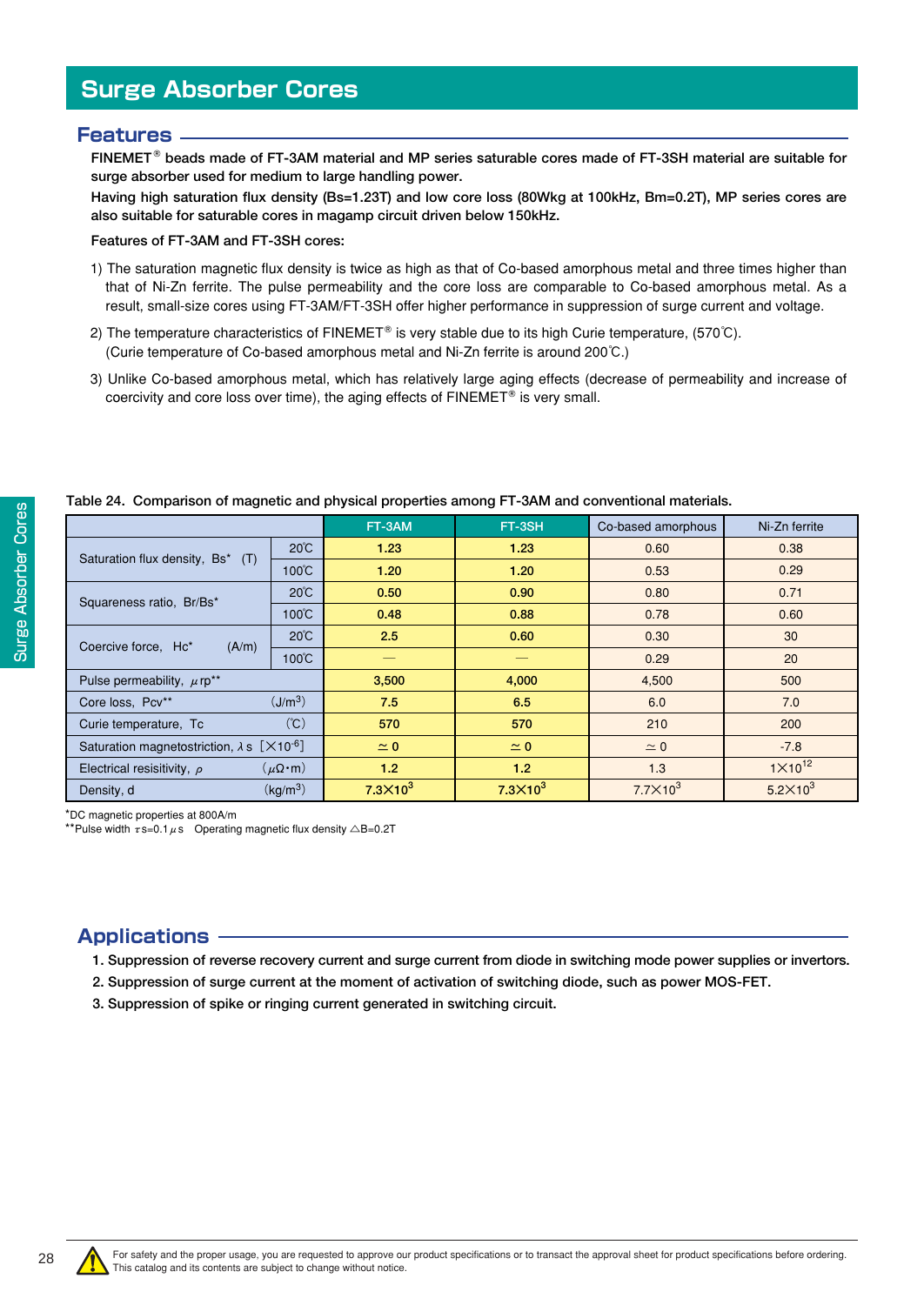# Surge Absorber Cores

## Features

**FINEMET® beads made of FT-3AM material and MP series saturable cores made of FT-3SH material are suitable for surge absorber used for medium to large handling power.**

**Having high saturation flux density (Bs=1.23T) and low core loss (80Wkg at 100kHz, Bm=0.2T), MP series cores are also suitable for saturable cores in magamp circuit driven below 150kHz.**

**Features of FT-3AM and FT-3SH cores:**

1) The saturation magnetic flux density is twice as high as that of Co-based amorphous metal and three times higher than that of Ni-Zn ferrite. The pulse permeability and the core loss are comparable to Co-based amorphous metal. As a result, small-size cores using FT-3AM/FT-3SH offer higher performance in suppression of surge current and voltage.

2) The temperature characteristics of FINEMET® is very stable due to its high Curie temperature, (570℃). (Curie temperature of Co-based amorphous metal and Ni-Zn ferrite is around 200℃.)

3) Unlike Co-based amorphous metal, which has relatively large aging effects (decrease of permeability and increase of coercivity and core loss over time), the aging effects of FINEMET® is very small.

**Table 24. Comparison of magnetic and physical properties among FT-3AM and conventional materials.**

| | | FT-3AM | FT-3SH | Co-based amorphous | Ni-Zn ferrite |
|---|---|---|---|---|---|
| Saturation flux density, Bs* (T) | 20℃ | 1.23 | 1.23 | 0.60 | 0.38 |
| | 100℃ | 1.20 | 1.20 | 0.53 | 0.29 |
| Squareness ratio, Br/Bs* | 20℃ | 0.50 | 0.90 | 0.80 | 0.71 |
| | 100℃ | 0.48 | 0.88 | 0.78 | 0.60 |
| Coercive force, Hc* (A/m) | 20℃ | 2.5 | 0.60 | 0.30 | 30 |
| | 100℃ | — | — | 0.29 | 20 |
| Pulse permeability, $\mu rp$** | | 3,500 | 4,000 | 4,500 | 500 |
| Core loss, Pcv** ($J/m^3$) | | 7.5 | 6.5 | 6.0 | 7.0 |
| Curie temperature, Tc (℃) | | 570 | 570 | 210 | 200 |
| Saturation magnetostriction, $\lambda s$ [$\times 10^{-6}$] | | $\simeq 0$ | $\simeq 0$ | $\simeq 0$ | -7.8 |
| Electrical resisitivity, $\rho$ ($\mu\Omega \cdot m$) | | 1.2 | 1.2 | 1.3 | $1\times10^{12}$ |
| Density, d ($kg/m^3$) | | $7.3\times10^3$ | $7.3\times10^3$ | $7.7\times10^3$ | $5.2\times10^3$ |

*DC magnetic properties at 800A/m
**Pulse width $\tau s$=0.1$\mu s$ Operating magnetic flux density $\triangle B$=0.2T

## Applications

1. **Suppression of reverse recovery current and surge current from diode in switching mode power supplies or invertors.**
2. **Suppression of surge current at the moment of activation of switching diode, such as power MOS-FET.**
3. **Suppression of spike or ringing current generated in switching circuit.**

For safety and the proper usage, you are requested to approve our product specifications or to transact the approval sheet for product specifications before ordering. This catalog and its contents are subject to change without notice.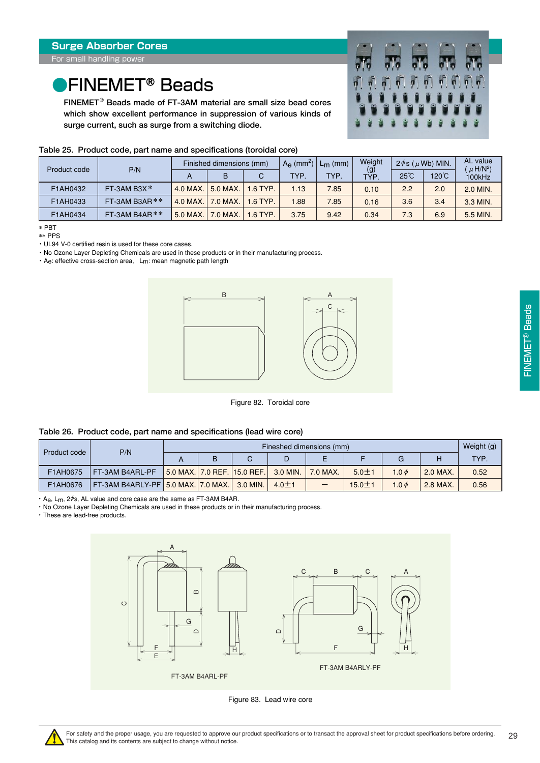## Surge Absorber Cores

For small handling power

# ●FINEMET® Beads

FINEMET® Beads made of FT-3AM material are small size bead cores which show excellent performance in suppression of various kinds of surge current, such as surge from a switching diode.

Table 25. Product code, part name and specifications (toroidal core)

| Product code | P/N | Finished dimensions (mm) | | | $A_e$ ($mm^2$) | $L_m$ (mm) | Weight (g) | 2$\phi$s ($\mu$Wb) MIN. | | AL value ($\mu H/N^2$) |
|---|---|---|---|---|---|---|---|---|---|---|
| | | A | B | C | TYP. | TYP. | TYP. | 25℃ | 120℃ | 100kHz |
| F1AH0432 | FT-3AM B3X * | 4.0 MAX. | 5.0 MAX. | 1.6 TYP. | 1.13 | 7.85 | 0.10 | 2.2 | 2.0 | 2.0 MIN. |
| F1AH0433 | FT-3AM B3AR ** | 4.0 MAX. | 7.0 MAX. | 1.6 TYP. | 1.88 | 7.85 | 0.16 | 3.6 | 3.4 | 3.3 MIN. |
| F1AH0434 | FT-3AM B4AR ** | 5.0 MAX. | 7.0 MAX. | 1.6 TYP. | 3.75 | 9.42 | 0.34 | 7.3 | 6.9 | 5.5 MIN. |

\* PBT
** PPS
・UL94 V-0 certified resin is used for these core cases.
・No Ozone Layer Depleting Chemicals are used in these products or in their manufacturing process.
・$A_e$: effective cross-section area, $L_m$: mean magnetic path length

Figure 82. Toroidal core

Table 26. Product code, part name and specifications (lead wire core)

| Product code | P/N | Fineshed dimensions (mm) | | | | | | | | Weight (g) |
|---|---|---|---|---|---|---|---|---|---|---|
| | | A | B | C | D | E | F | G | H | TYP. |
| F1AH0675 | FT-3AM B4ARL-PF | 5.0 MAX. | 7.0 REF. | 15.0 REF. | 3.0 MIN. | 7.0 MAX. | 5.0±1 | 1.0 $\phi$ | 2.0 MAX. | 0.52 |
| F1AH0676 | FT-3AM B4ARLY-PF | 5.0 MAX. | 7.0 MAX. | 3.0 MIN. | 4.0±1 | — | 15.0±1 | 1.0 $\phi$ | 2.8 MAX. | 0.56 |

・$A_e$, $L_m$, 2$\phi$s, AL value and core case are the same as FT-3AM B4AR.
・No Ozone Layer Depleting Chemicals are used in these products or in their manufacturing process.
・These are lead-free products.

FT-3AM B4ARL-PF    FT-3AM B4ARLY-PF

Figure 83. Lead wire core

For safety and the proper usage, you are requested to approve our product specifications or to transact the approval sheet for product specifications before ordering.
This catalog and its contents are subject to change without notice.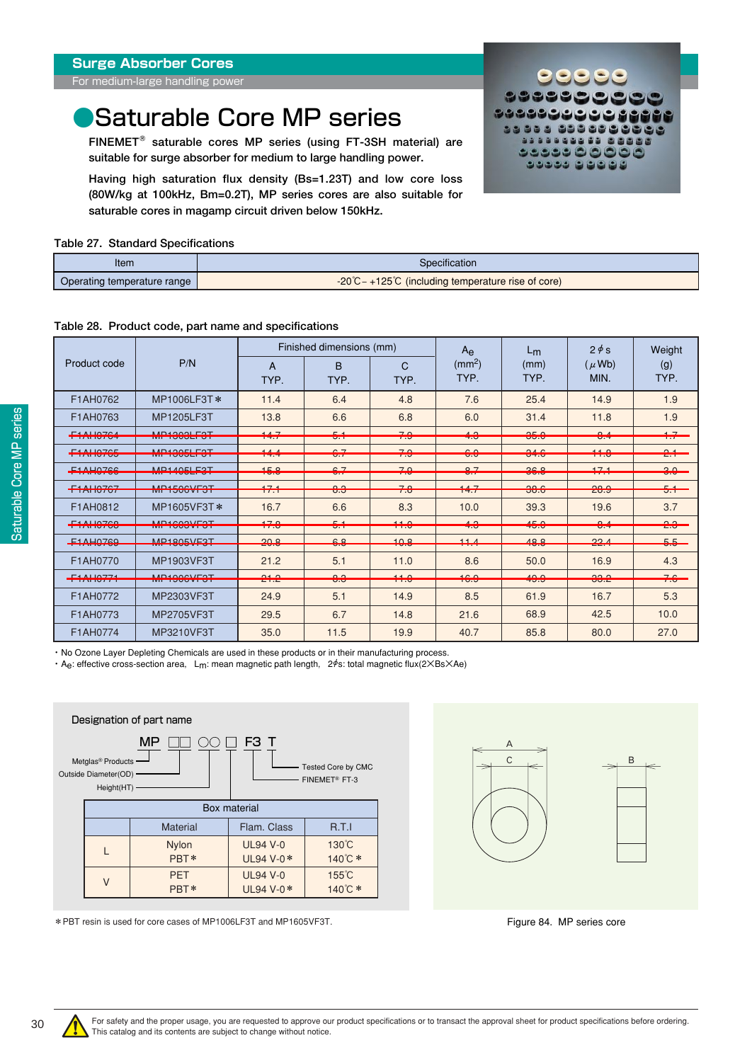## Surge Absorber Cores

For medium-large handling power

# ●Saturable Core MP series

FINEMET® saturable cores MP series (using FT-3SH material) are suitable for surge absorber for medium to large handling power.

Having high saturation flux density (Bs=1.23T) and low core loss (80W/kg at 100kHz, Bm=0.2T), MP series cores are also suitable for saturable cores in magamp circuit driven below 150kHz.

Table 27. Standard Specifications

| Item | Specification |
|---|---|
| Operating temperature range | -20℃ – +125℃ (including temperature rise of core) |

Table 28. Product code, part name and specifications

| Product code | P/N | Finished dimensions (mm) | | | $A_e$ ($mm^2$) | $L_m$ (mm) | 2$\phi$s ($\mu$Wb) | Weight (g) |
|---|---|---|---|---|---|---|---|---|
| | | A TYP. | B TYP. | C TYP. | TYP. | TYP. | MIN. | TYP. |
| F1AH0762 | MP1006LF3T* | 11.4 | 6.4 | 4.8 | 7.6 | 25.4 | 14.9 | 1.9 |
| F1AH0763 | MP1205LF3T | 13.8 | 6.6 | 6.8 | 6.0 | 31.4 | 11.8 | 1.9 |
| ~~F1AH0764~~ | ~~MP1303LF3T~~ | ~~14.7~~ | ~~5.1~~ | ~~7.9~~ | ~~4.3~~ | ~~35.0~~ | ~~8.4~~ | ~~1.7~~ |
| ~~F1AH0765~~ | ~~MP1305LF3T~~ | ~~14.4~~ | ~~6.7~~ | ~~7.9~~ | ~~6.0~~ | ~~34.6~~ | ~~11.8~~ | ~~2.1~~ |
| ~~F1AH0766~~ | ~~MP1405LF3T~~ | ~~15.8~~ | ~~6.7~~ | ~~7.9~~ | ~~8.7~~ | ~~36.8~~ | ~~17.1~~ | ~~3.0~~ |
| ~~F1AH0767~~ | ~~MP1506VF3T~~ | ~~17.1~~ | ~~8.3~~ | ~~7.8~~ | ~~14.7~~ | ~~38.6~~ | ~~28.9~~ | ~~5.1~~ |
| F1AH0812 | MP1605VF3T* | 16.7 | 6.6 | 8.3 | 10.0 | 39.3 | 19.6 | 3.7 |
| ~~F1AH0768~~ | ~~MP1603VF3T~~ | ~~17.8~~ | ~~5.1~~ | ~~11.0~~ | ~~4.3~~ | ~~45.0~~ | ~~8.4~~ | ~~2.3~~ |
| ~~F1AH0769~~ | ~~MP1805VF3T~~ | ~~20.8~~ | ~~6.8~~ | ~~10.8~~ | ~~11.4~~ | ~~48.8~~ | ~~22.4~~ | ~~5.5~~ |
| F1AH0770 | MP1903VF3T | 21.2 | 5.1 | 11.0 | 8.6 | 50.0 | 16.9 | 4.3 |
| ~~F1AH0771~~ | ~~MP1906VF3T~~ | ~~21.2~~ | ~~8.3~~ | ~~11.0~~ | ~~16.0~~ | ~~49.0~~ | ~~33.2~~ | ~~7.6~~ |
| F1AH0772 | MP2303VF3T | 24.9 | 5.1 | 14.9 | 8.5 | 61.9 | 16.7 | 5.3 |
| F1AH0773 | MP2705VF3T | 29.5 | 6.7 | 14.8 | 21.6 | 68.9 | 42.5 | 10.0 |
| F1AH0774 | MP3210VF3T | 35.0 | 11.5 | 19.9 | 40.7 | 85.8 | 80.0 | 27.0 |

・No Ozone Layer Depleting Chemicals are used in these products or in their manufacturing process.
・$A_e$: effective cross-section area, $L_m$: mean magnetic path length, 2$\phi$s: total magnetic flux(2×Bs×Ae)

### Designation of part name

MP □□ ○○ □ F3 T

- MP: Metglas® Products
- □□: Outside Diameter(OD)
- ○○: Height(HT)
- □: Box material
- F3: FINEMET® FT-3
- T: Tested Core by CMC

| Box material | Material | Flam. Class | R.T.I |
|---|---|---|---|
| L | Nylon<br>PBT* | UL94 V-0<br>UL94 V-0* | 130℃<br>140℃* |
| V | PET<br>PBT* | UL94 V-0<br>UL94 V-0* | 155℃<br>140℃* |

*PBT resin is used for core cases of MP1006LF3T and MP1605VF3T.

Figure 84. MP series core

For safety and the proper usage, you are requested to approve our product specifications or to transact the approval sheet for product specifications before ordering. This catalog and its contents are subject to change without notice.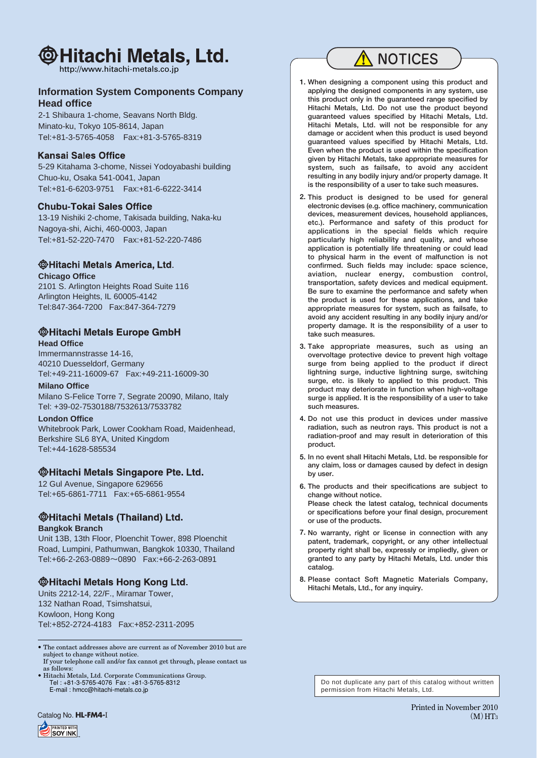# Hitachi Metals, Ltd.

http://www.hitachi-metals.co.jp

## Information System Components Company
## Head office

2-1 Shibaura 1-chome, Seavans North Bldg.
Minato-ku, Tokyo 105-8614, Japan
Tel:+81-3-5765-4058　Fax:+81-3-5765-8319

### Kansai Sales Office

5-29 Kitahama 3-chome, Nissei Yodoyabashi building
Chuo-ku, Osaka 541-0041, Japan
Tel:+81-6-6203-9751　Fax:+81-6-6222-3414

### Chubu-Tokai Sales Office

13-19 Nishiki 2-chome, Takisada building, Naka-ku
Nagoya-shi, Aichi, 460-0003, Japan
Tel:+81-52-220-7470　Fax:+81-52-220-7486

## Hitachi Metals America, Ltd.

**Chicago Office**
2101 S. Arlington Heights Road Suite 116
Arlington Heights, IL 60005-4142
Tel:847-364-7200　Fax:847-364-7279

## Hitachi Metals Europe GmbH

**Head Office**
Immermannstrasse 14-16,
40210 Duesseldorf, Germany
Tel:+49-211-16009-67　Fax:+49-211-16009-30

**Milano Office**
Milano S-Felice Torre 7, Segrate 20090, Milano, Italy
Tel: +39-02-7530188/7532613/7533782

**London Office**
Whitebrook Park, Lower Cookham Road, Maidenhead,
Berkshire SL6 8YA, United Kingdom
Tel:+44-1628-585534

## Hitachi Metals Singapore Pte. Ltd.

12 Gul Avenue, Singapore 629656
Tel:+65-6861-7711　Fax:+65-6861-9554

## Hitachi Metals (Thailand) Ltd.

**Bangkok Branch**
Unit 13B, 13th Floor, Ploenchit Tower, 898 Ploenchit
Road, Lumpini, Pathumwan, Bangkok 10330, Thailand
Tel:+66-2-263-0889～0890　Fax:+66-2-263-0891

## Hitachi Metals Hong Kong Ltd.

Units 2212-14, 22/F., Miramar Tower,
132 Nathan Road, Tsimshatsui,
Kowloon, Hong Kong
Tel:+852-2724-4183　Fax:+852-2311-2095

---

- The contact addresses above are current as of November 2010 but are subject to change without notice.
  If your telephone call and/or fax cannot get through, please contact us as follows:
- Hitachi Metals, Ltd. Corporate Communications Group.
  Tel : +81-3-5765-4076　Fax : +81-3-5765-8312
  E-mail : hmcc@hitachi-metals.co.jp

Catalog No. **HL-FM4-**I

PRINTED WITH SOY INK

## ⚠ NOTICES

1. When designing a component using this product and applying the designed components in any system, use this product only in the guaranteed range specified by Hitachi Metals, Ltd. Do not use the product beyond guaranteed values specified by Hitachi Metals, Ltd. Hitachi Metals, Ltd. will not be responsible for any damage or accident when this product is used beyond guaranteed values specified by Hitachi Metals, Ltd. Even when the product is used within the specification given by Hitachi Metals, take appropriate measures for system, such as failsafe, to avoid any accident resulting in any bodily injury and/or property damage. It is the responsibility of a user to take such measures.
2. This product is designed to be used for general electronic devises (e.g. office machinery, communication devices, measurement devices, household appliances, etc.). Performance and safety of this product for applications in the special fields which require particularly high reliability and quality, and whose application is potentially life threatening or could lead to physical harm in the event of malfunction is not confirmed. Such fields may include: space science, aviation, nuclear energy, combustion control, transportation, safety devices and medical equipment. Be sure to examine the performance and safety when the product is used for these applications, and take appropriate measures for system, such as failsafe, to avoid any accident resulting in any bodily injury and/or property damage. It is the responsibility of a user to take such measures.
3. Take appropriate measures, such as using an overvoltage protective device to prevent high voltage surge from being applied to the product if direct lightning surge, inductive lightning surge, switching surge, etc. is likely to applied to this product. This product may deteriorate in function when high-voltage surge is applied. It is the responsibility of a user to take such measures.
4. Do not use this product in devices under massive radiation, such as neutron rays. This product is not a radiation-proof and may result in deterioration of this product.
5. In no event shall Hitachi Metals, Ltd. be responsible for any claim, loss or damages caused by defect in design by user.
6. The products and their specifications are subject to change without notice.
   Please check the latest catalog, technical documents or specifications before your final design, procurement or use of the products.
7. No warranty, right or license in connection with any patent, trademark, copyright, or any other intellectual property right shall be, expressly or impliedly, given or granted to any party by Hitachi Metals, Ltd. under this catalog.
8. Please contact Soft Magnetic Materials Company, Hitachi Metals, Ltd., for any inquiry.

Do not duplicate any part of this catalog without written permission from Hitachi Metals, Ltd.

Printed in November 2010
(M)HT3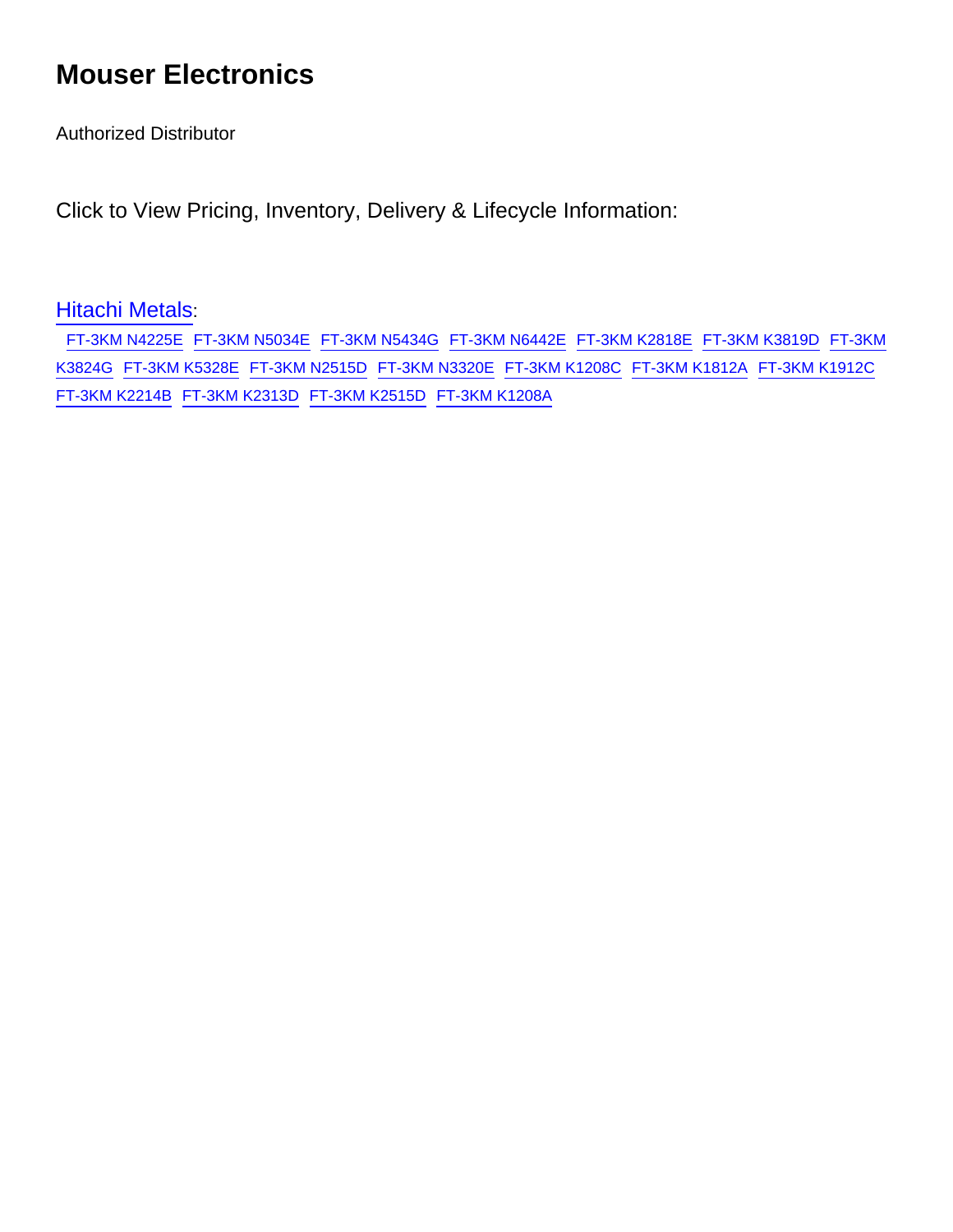# Mouser Electronics

Authorized Distributor

Click to View Pricing, Inventory, Delivery & Lifecycle Information:

Hitachi Metals:

FT-3KM N4225E  FT-3KM N5034E  FT-3KM N5434G  FT-3KM N6442E  FT-3KM K2818E  FT-3KM K3819D  FT-3KM K3824G  FT-3KM K5328E  FT-3KM N2515D  FT-3KM N3320E  FT-3KM K1208C  FT-3KM K1812A  FT-3KM K1912C  FT-3KM K2214B  FT-3KM K2313D  FT-3KM K2515D  FT-3KM K1208A